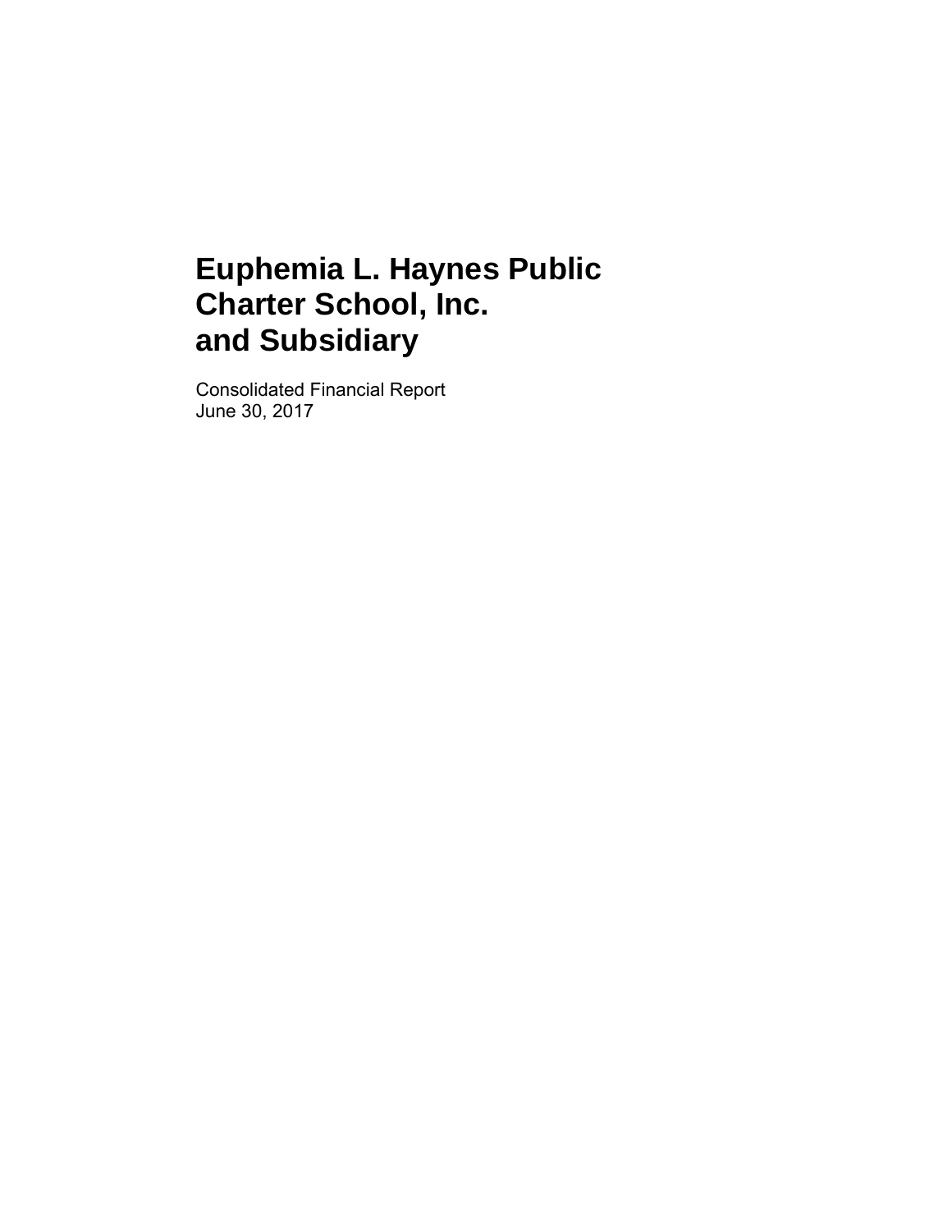# Euphemia L. Haynes Public Charter School, Inc. and Subsidiary

Consolidated Financial Report
June 30, 2017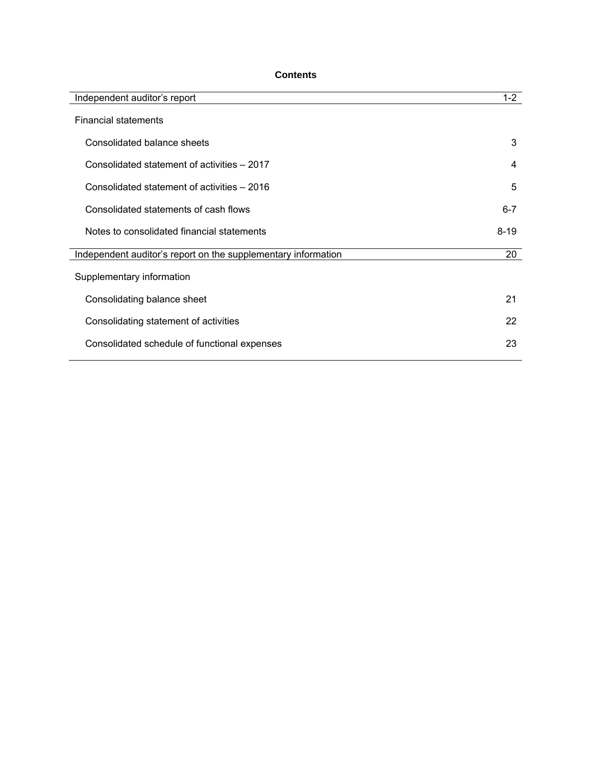# Contents

| | |
|---|---|
| Independent auditor's report | 1-2 |
| Financial statements | |
| Consolidated balance sheets | 3 |
| Consolidated statement of activities – 2017 | 4 |
| Consolidated statement of activities – 2016 | 5 |
| Consolidated statements of cash flows | 6-7 |
| Notes to consolidated financial statements | 8-19 |
| Independent auditor's report on the supplementary information | 20 |
| Supplementary information | |
| Consolidating balance sheet | 21 |
| Consolidating statement of activities | 22 |
| Consolidated schedule of functional expenses | 23 |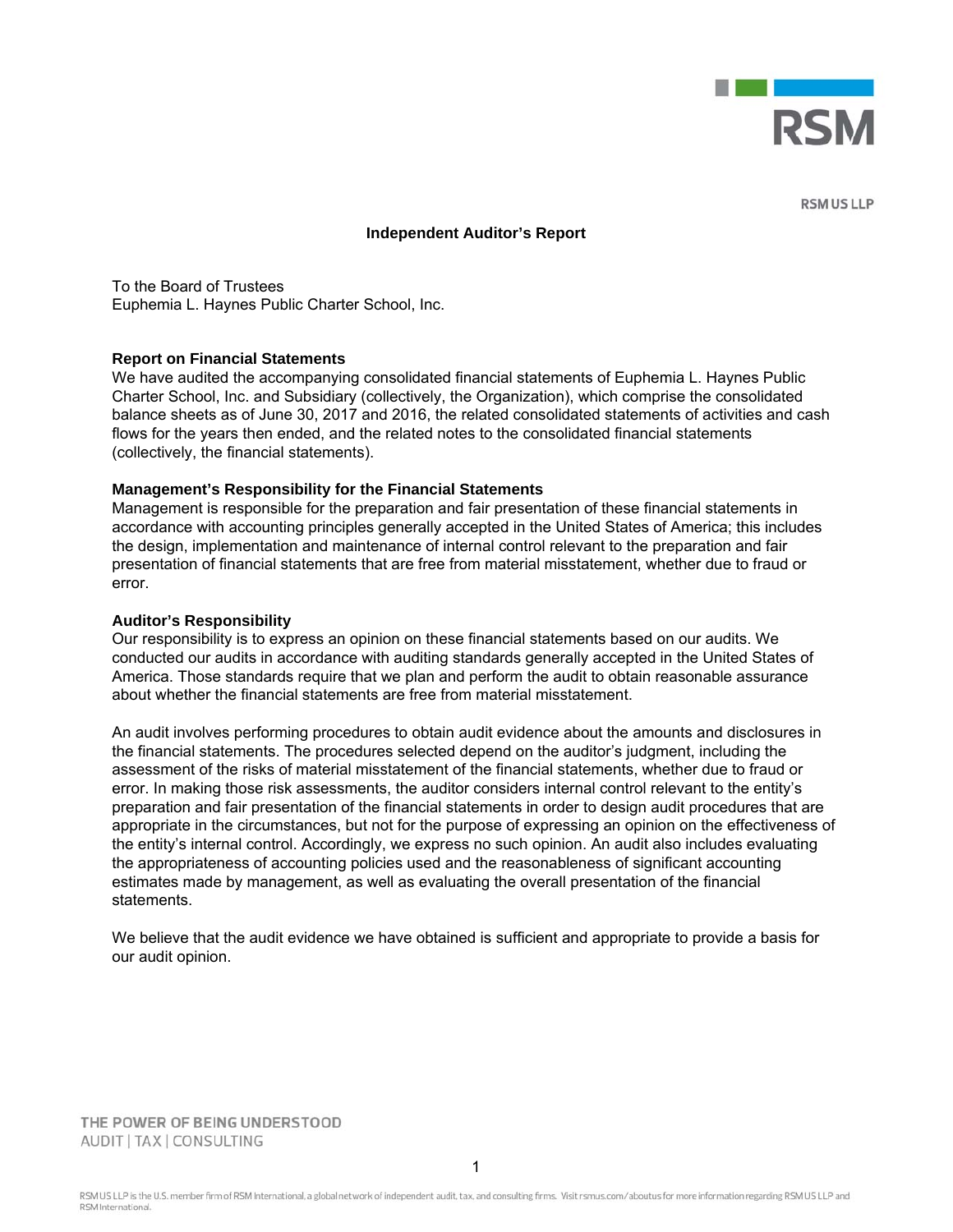RSM US LLP

## Independent Auditor's Report

To the Board of Trustees
Euphemia L. Haynes Public Charter School, Inc.

### Report on Financial Statements

We have audited the accompanying consolidated financial statements of Euphemia L. Haynes Public Charter School, Inc. and Subsidiary (collectively, the Organization), which comprise the consolidated balance sheets as of June 30, 2017 and 2016, the related consolidated statements of activities and cash flows for the years then ended, and the related notes to the consolidated financial statements (collectively, the financial statements).

### Management's Responsibility for the Financial Statements

Management is responsible for the preparation and fair presentation of these financial statements in accordance with accounting principles generally accepted in the United States of America; this includes the design, implementation and maintenance of internal control relevant to the preparation and fair presentation of financial statements that are free from material misstatement, whether due to fraud or error.

### Auditor's Responsibility

Our responsibility is to express an opinion on these financial statements based on our audits. We conducted our audits in accordance with auditing standards generally accepted in the United States of America. Those standards require that we plan and perform the audit to obtain reasonable assurance about whether the financial statements are free from material misstatement.

An audit involves performing procedures to obtain audit evidence about the amounts and disclosures in the financial statements. The procedures selected depend on the auditor's judgment, including the assessment of the risks of material misstatement of the financial statements, whether due to fraud or error. In making those risk assessments, the auditor considers internal control relevant to the entity's preparation and fair presentation of the financial statements in order to design audit procedures that are appropriate in the circumstances, but not for the purpose of expressing an opinion on the effectiveness of the entity's internal control. Accordingly, we express no such opinion. An audit also includes evaluating the appropriateness of accounting policies used and the reasonableness of significant accounting estimates made by management, as well as evaluating the overall presentation of the financial statements.

We believe that the audit evidence we have obtained is sufficient and appropriate to provide a basis for our audit opinion.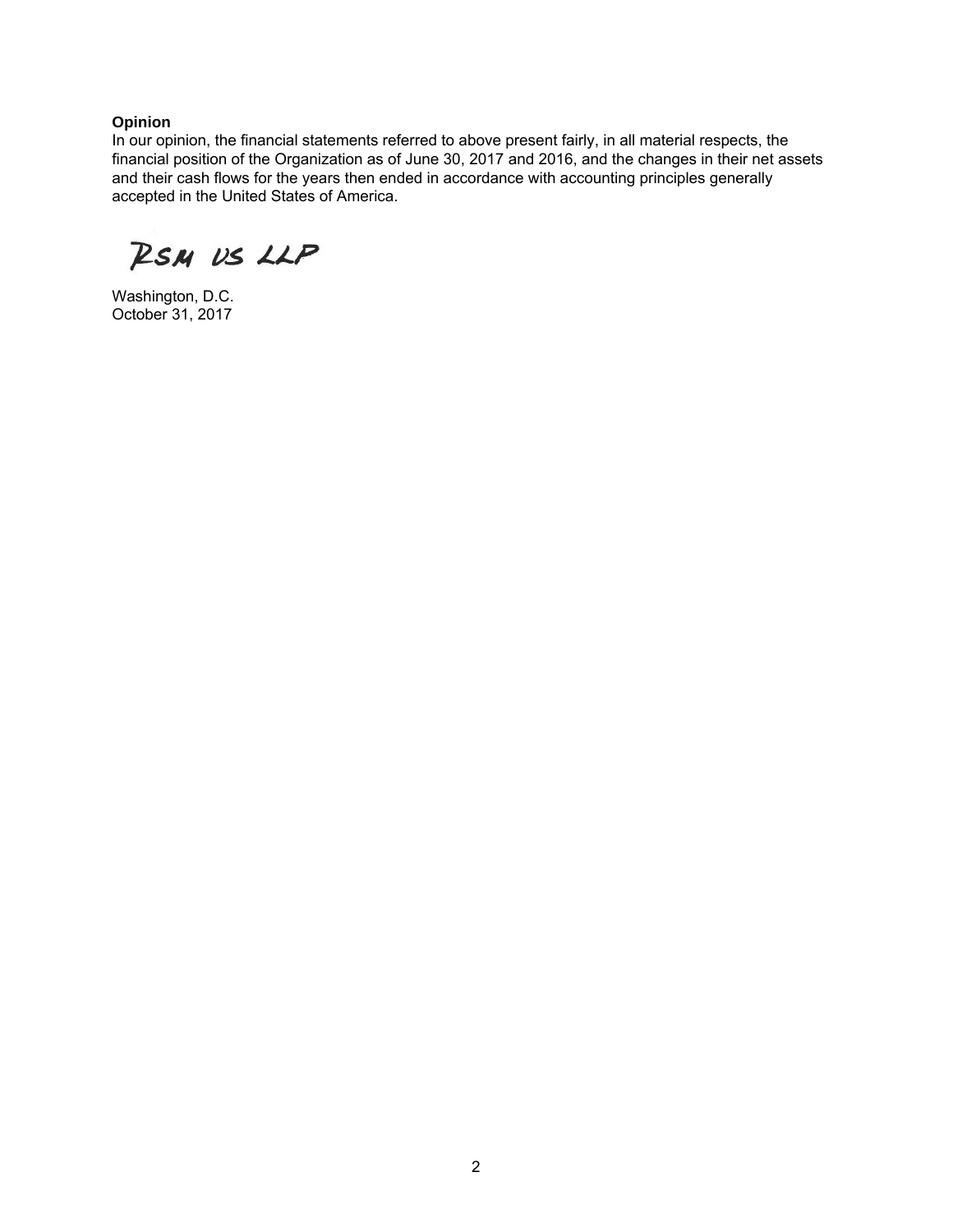**Opinion**

In our opinion, the financial statements referred to above present fairly, in all material respects, the financial position of the Organization as of June 30, 2017 and 2016, and the changes in their net assets and their cash flows for the years then ended in accordance with accounting principles generally accepted in the United States of America.

RSM US LLP

Washington, D.C.
October 31, 2017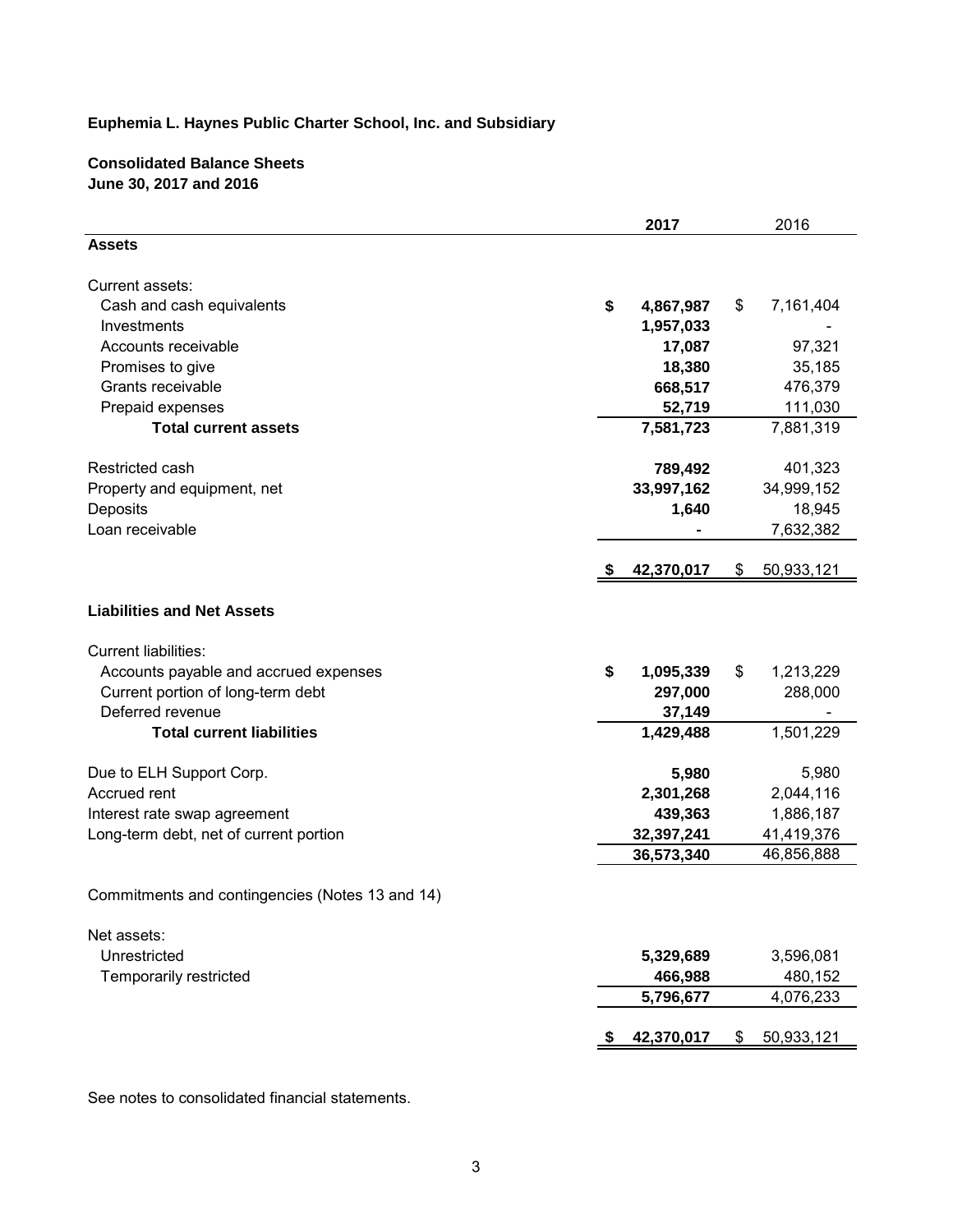**Euphemia L. Haynes Public Charter School, Inc. and Subsidiary**

**Consolidated Balance Sheets**
**June 30, 2017 and 2016**

| | 2017 | 2016 |
|---|---|---|
| **Assets** | | |
| Current assets: | | |
| Cash and cash equivalents | $ 4,867,987 | $ 7,161,404 |
| Investments | 1,957,033 | - |
| Accounts receivable | 17,087 | 97,321 |
| Promises to give | 18,380 | 35,185 |
| Grants receivable | 668,517 | 476,379 |
| Prepaid expenses | 52,719 | 111,030 |
| **Total current assets** | 7,581,723 | 7,881,319 |
| Restricted cash | 789,492 | 401,323 |
| Property and equipment, net | 33,997,162 | 34,999,152 |
| Deposits | 1,640 | 18,945 |
| Loan receivable | - | 7,632,382 |
| | $ 42,370,017 | $ 50,933,121 |
| **Liabilities and Net Assets** | | |
| Current liabilities: | | |
| Accounts payable and accrued expenses | $ 1,095,339 | $ 1,213,229 |
| Current portion of long-term debt | 297,000 | 288,000 |
| Deferred revenue | 37,149 | - |
| **Total current liabilities** | 1,429,488 | 1,501,229 |
| Due to ELH Support Corp. | 5,980 | 5,980 |
| Accrued rent | 2,301,268 | 2,044,116 |
| Interest rate swap agreement | 439,363 | 1,886,187 |
| Long-term debt, net of current portion | 32,397,241 | 41,419,376 |
| | 36,573,340 | 46,856,888 |
| Commitments and contingencies (Notes 13 and 14) | | |
| Net assets: | | |
| Unrestricted | 5,329,689 | 3,596,081 |
| Temporarily restricted | 466,988 | 480,152 |
| | 5,796,677 | 4,076,233 |
| | $ 42,370,017 | $ 50,933,121 |

See notes to consolidated financial statements.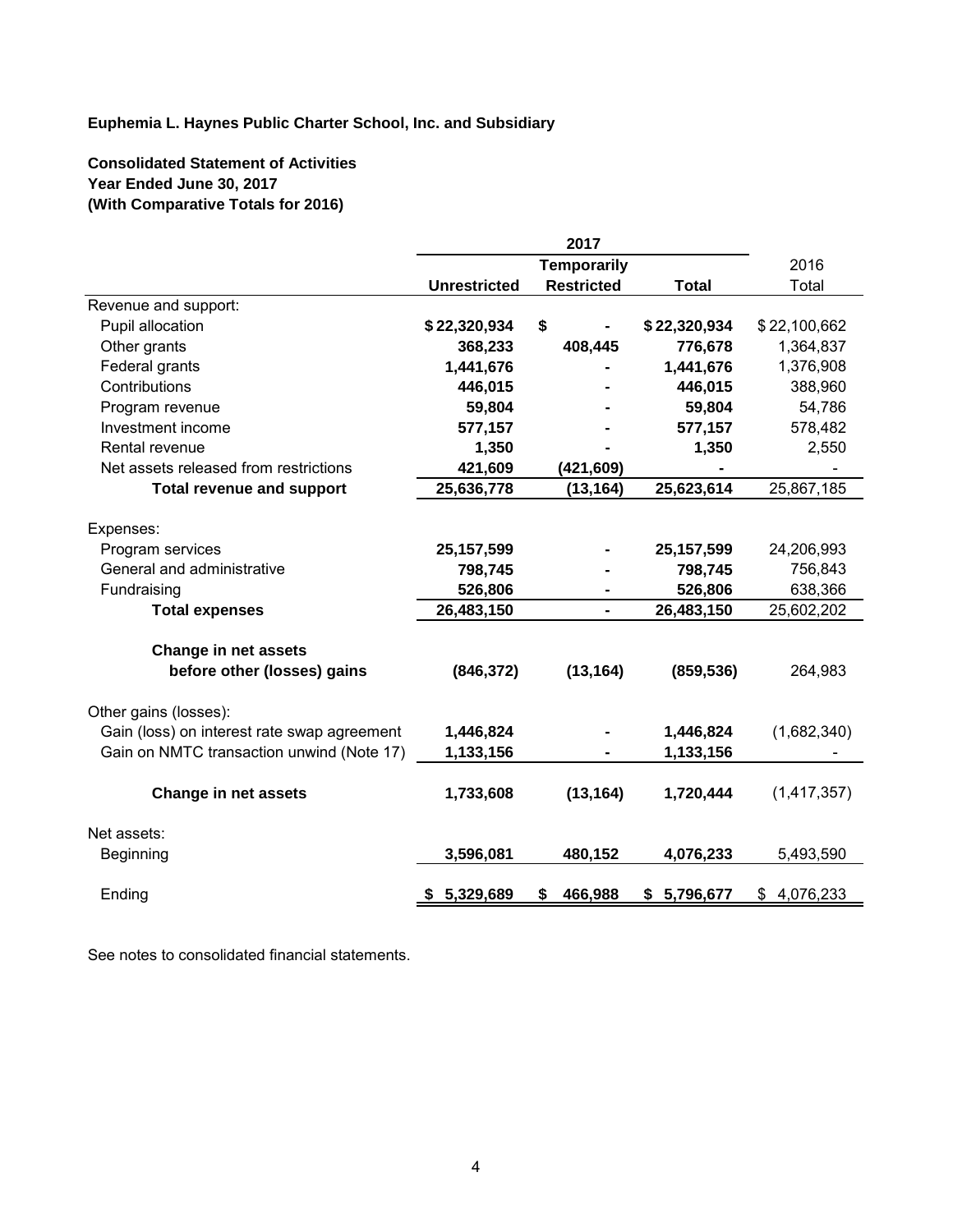**Euphemia L. Haynes Public Charter School, Inc. and Subsidiary**

**Consolidated Statement of Activities**
**Year Ended June 30, 2017**
**(With Comparative Totals for 2016)**

| | 2017 | | | |
|---|---|---|---|---|
| | **Unrestricted** | **Temporarily Restricted** | **Total** | 2016 Total |
| Revenue and support: | | | | |
| Pupil allocation | **$ 22,320,934** | **$ -** | **$ 22,320,934** | $ 22,100,662 |
| Other grants | **368,233** | **408,445** | **776,678** | 1,364,837 |
| Federal grants | **1,441,676** | **-** | **1,441,676** | 1,376,908 |
| Contributions | **446,015** | **-** | **446,015** | 388,960 |
| Program revenue | **59,804** | **-** | **59,804** | 54,786 |
| Investment income | **577,157** | **-** | **577,157** | 578,482 |
| Rental revenue | **1,350** | **-** | **1,350** | 2,550 |
| Net assets released from restrictions | **421,609** | **(421,609)** | **-** | - |
| **Total revenue and support** | **25,636,778** | **(13,164)** | **25,623,614** | 25,867,185 |
| Expenses: | | | | |
| Program services | **25,157,599** | **-** | **25,157,599** | 24,206,993 |
| General and administrative | **798,745** | **-** | **798,745** | 756,843 |
| Fundraising | **526,806** | **-** | **526,806** | 638,366 |
| **Total expenses** | **26,483,150** | **-** | **26,483,150** | 25,602,202 |
| **Change in net assets before other (losses) gains** | **(846,372)** | **(13,164)** | **(859,536)** | 264,983 |
| Other gains (losses): | | | | |
| Gain (loss) on interest rate swap agreement | **1,446,824** | **-** | **1,446,824** | (1,682,340) |
| Gain on NMTC transaction unwind (Note 17) | **1,133,156** | **-** | **1,133,156** | - |
| **Change in net assets** | **1,733,608** | **(13,164)** | **1,720,444** | (1,417,357) |
| Net assets: | | | | |
| Beginning | **3,596,081** | **480,152** | **4,076,233** | 5,493,590 |
| Ending | **$ 5,329,689** | **$ 466,988** | **$ 5,796,677** | $ 4,076,233 |

See notes to consolidated financial statements.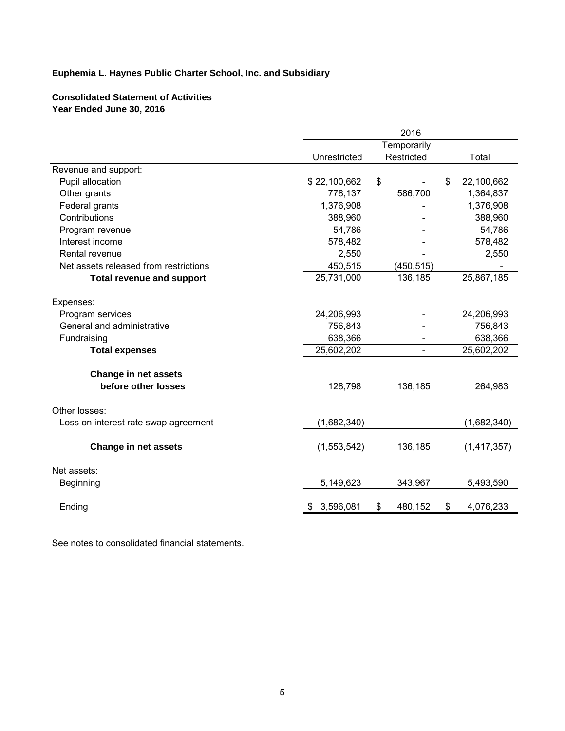**Euphemia L. Haynes Public Charter School, Inc. and Subsidiary**

**Consolidated Statement of Activities**
**Year Ended June 30, 2016**

| | 2016 | | |
|---|---|---|---|
| | Unrestricted | Temporarily Restricted | Total |
| Revenue and support: | | | |
| Pupil allocation | $ 22,100,662 | $ - | $ 22,100,662 |
| Other grants | 778,137 | 586,700 | 1,364,837 |
| Federal grants | 1,376,908 | - | 1,376,908 |
| Contributions | 388,960 | - | 388,960 |
| Program revenue | 54,786 | - | 54,786 |
| Interest income | 578,482 | - | 578,482 |
| Rental revenue | 2,550 | - | 2,550 |
| Net assets released from restrictions | 450,515 | (450,515) | - |
| **Total revenue and support** | 25,731,000 | 136,185 | 25,867,185 |
| Expenses: | | | |
| Program services | 24,206,993 | - | 24,206,993 |
| General and administrative | 756,843 | - | 756,843 |
| Fundraising | 638,366 | - | 638,366 |
| **Total expenses** | 25,602,202 | - | 25,602,202 |
| **Change in net assets before other losses** | 128,798 | 136,185 | 264,983 |
| Other losses: | | | |
| Loss on interest rate swap agreement | (1,682,340) | - | (1,682,340) |
| **Change in net assets** | (1,553,542) | 136,185 | (1,417,357) |
| Net assets: | | | |
| Beginning | 5,149,623 | 343,967 | 5,493,590 |
| Ending | $ 3,596,081 | $ 480,152 | $ 4,076,233 |

See notes to consolidated financial statements.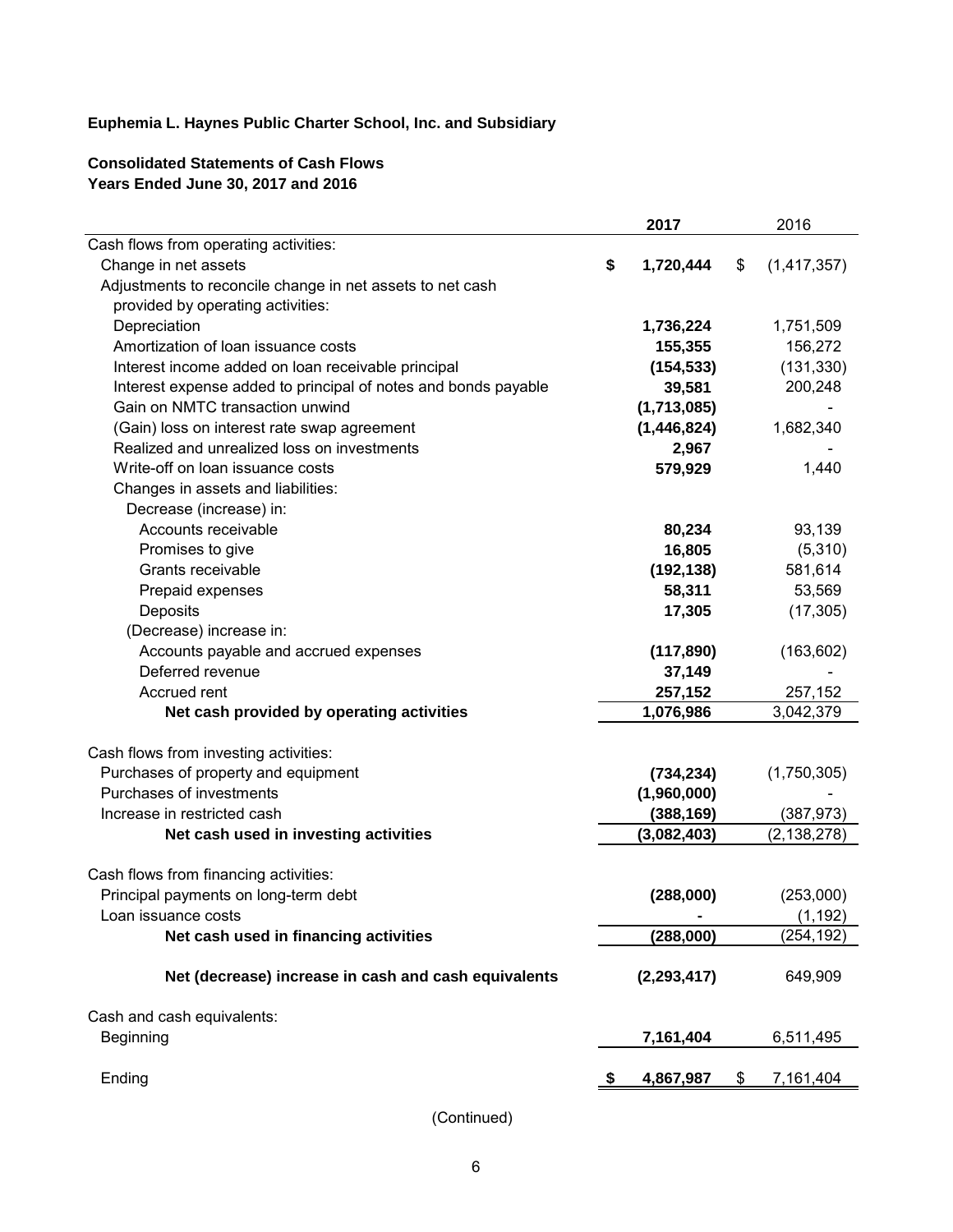**Euphemia L. Haynes Public Charter School, Inc. and Subsidiary**

**Consolidated Statements of Cash Flows**
**Years Ended June 30, 2017 and 2016**

| | 2017 | 2016 |
|---|---|---|
| Cash flows from operating activities: | | |
| Change in net assets | $ 1,720,444 | $ (1,417,357) |
| Adjustments to reconcile change in net assets to net cash provided by operating activities: | | |
| Depreciation | 1,736,224 | 1,751,509 |
| Amortization of loan issuance costs | 155,355 | 156,272 |
| Interest income added on loan receivable principal | (154,533) | (131,330) |
| Interest expense added to principal of notes and bonds payable | 39,581 | 200,248 |
| Gain on NMTC transaction unwind | (1,713,085) | - |
| (Gain) loss on interest rate swap agreement | (1,446,824) | 1,682,340 |
| Realized and unrealized loss on investments | 2,967 | - |
| Write-off on loan issuance costs | 579,929 | 1,440 |
| Changes in assets and liabilities: | | |
| Decrease (increase) in: | | |
| Accounts receivable | 80,234 | 93,139 |
| Promises to give | 16,805 | (5,310) |
| Grants receivable | (192,138) | 581,614 |
| Prepaid expenses | 58,311 | 53,569 |
| Deposits | 17,305 | (17,305) |
| (Decrease) increase in: | | |
| Accounts payable and accrued expenses | (117,890) | (163,602) |
| Deferred revenue | 37,149 | - |
| Accrued rent | 257,152 | 257,152 |
| **Net cash provided by operating activities** | 1,076,986 | 3,042,379 |
| | | |
| Cash flows from investing activities: | | |
| Purchases of property and equipment | (734,234) | (1,750,305) |
| Purchases of investments | (1,960,000) | - |
| Increase in restricted cash | (388,169) | (387,973) |
| **Net cash used in investing activities** | (3,082,403) | (2,138,278) |
| | | |
| Cash flows from financing activities: | | |
| Principal payments on long-term debt | (288,000) | (253,000) |
| Loan issuance costs | - | (1,192) |
| **Net cash used in financing activities** | (288,000) | (254,192) |
| | | |
| **Net (decrease) increase in cash and cash equivalents** | (2,293,417) | 649,909 |
| | | |
| Cash and cash equivalents: | | |
| Beginning | 7,161,404 | 6,511,495 |
| | | |
| Ending | $ 4,867,987 | $ 7,161,404 |

(Continued)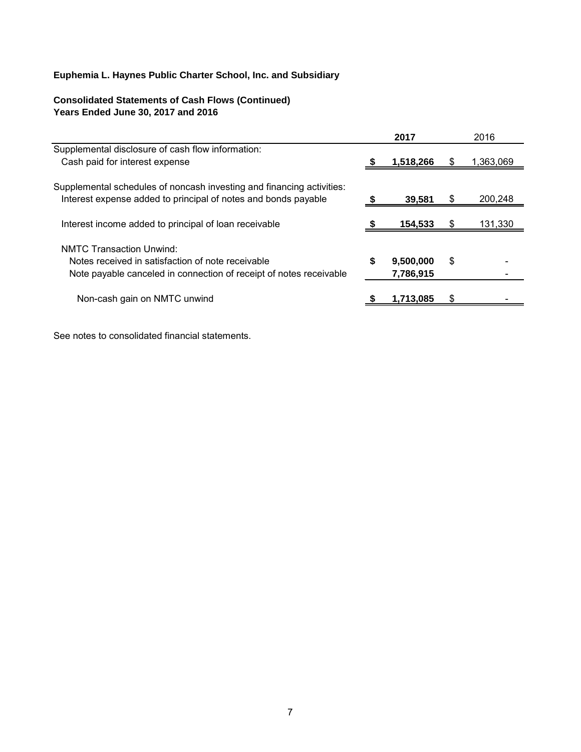**Euphemia L. Haynes Public Charter School, Inc. and Subsidiary**

**Consolidated Statements of Cash Flows (Continued)**
**Years Ended June 30, 2017 and 2016**

| | 2017 | 2016 |
|---|---|---|
| Supplemental disclosure of cash flow information: | | |
| Cash paid for interest expense | $ 1,518,266 | $ 1,363,069 |
| | | |
| Supplemental schedules of noncash investing and financing activities: | | |
| Interest expense added to principal of notes and bonds payable | $ 39,581 | $ 200,248 |
| | | |
| Interest income added to principal of loan receivable | $ 154,533 | $ 131,330 |
| | | |
| NMTC Transaction Unwind: | | |
| Notes received in satisfaction of note receivable | $ 9,500,000 | $ - |
| Note payable canceled in connection of receipt of notes receivable | 7,786,915 | - |
| | | |
| Non-cash gain on NMTC unwind | $ 1,713,085 | $ - |

See notes to consolidated financial statements.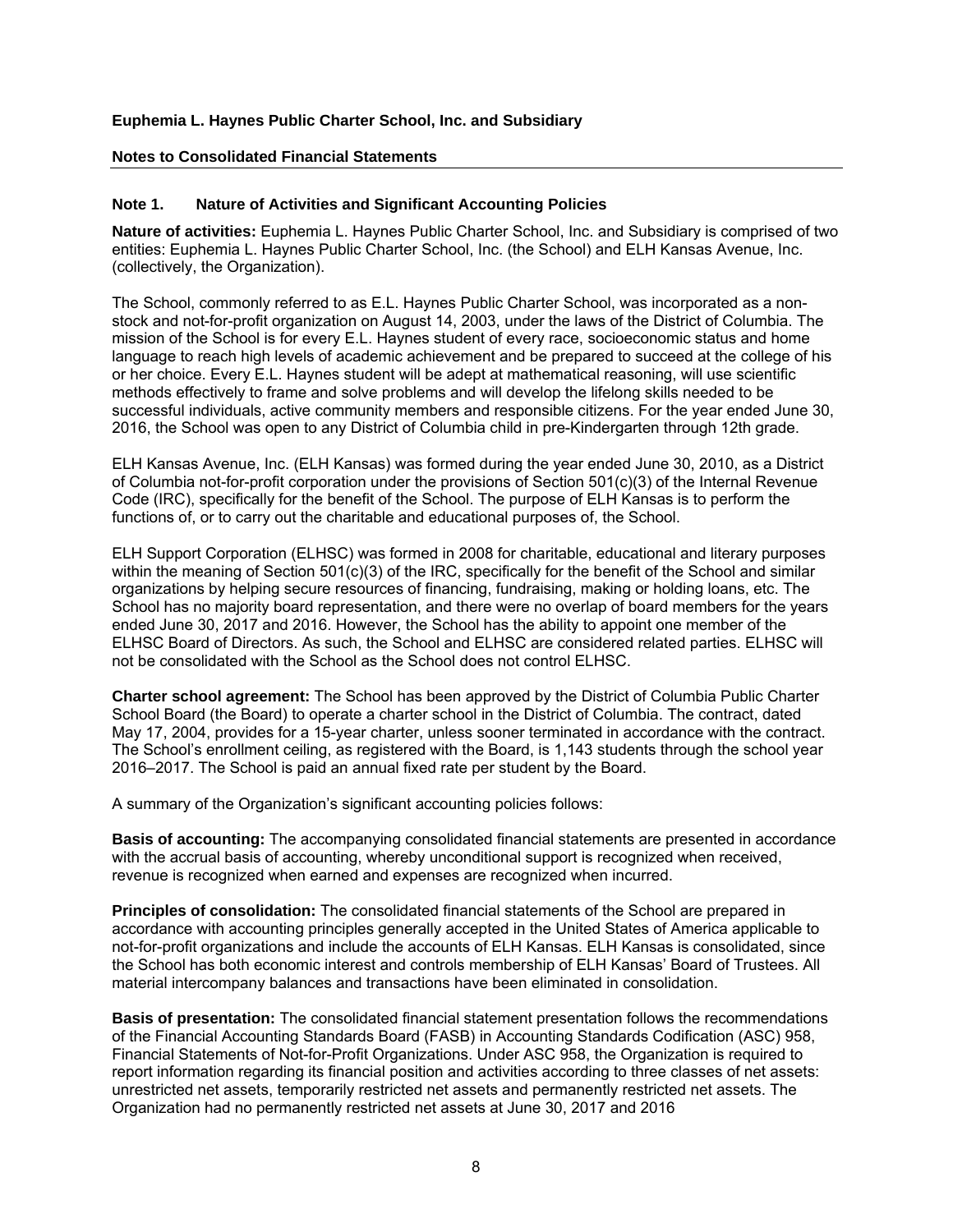**Euphemia L. Haynes Public Charter School, Inc. and Subsidiary**

**Notes to Consolidated Financial Statements**

**Note 1. Nature of Activities and Significant Accounting Policies**

**Nature of activities:** Euphemia L. Haynes Public Charter School, Inc. and Subsidiary is comprised of two entities: Euphemia L. Haynes Public Charter School, Inc. (the School) and ELH Kansas Avenue, Inc. (collectively, the Organization).

The School, commonly referred to as E.L. Haynes Public Charter School, was incorporated as a non-stock and not-for-profit organization on August 14, 2003, under the laws of the District of Columbia. The mission of the School is for every E.L. Haynes student of every race, socioeconomic status and home language to reach high levels of academic achievement and be prepared to succeed at the college of his or her choice. Every E.L. Haynes student will be adept at mathematical reasoning, will use scientific methods effectively to frame and solve problems and will develop the lifelong skills needed to be successful individuals, active community members and responsible citizens. For the year ended June 30, 2016, the School was open to any District of Columbia child in pre-Kindergarten through 12th grade.

ELH Kansas Avenue, Inc. (ELH Kansas) was formed during the year ended June 30, 2010, as a District of Columbia not-for-profit corporation under the provisions of Section 501(c)(3) of the Internal Revenue Code (IRC), specifically for the benefit of the School. The purpose of ELH Kansas is to perform the functions of, or to carry out the charitable and educational purposes of, the School.

ELH Support Corporation (ELHSC) was formed in 2008 for charitable, educational and literary purposes within the meaning of Section 501(c)(3) of the IRC, specifically for the benefit of the School and similar organizations by helping secure resources of financing, fundraising, making or holding loans, etc. The School has no majority board representation, and there were no overlap of board members for the years ended June 30, 2017 and 2016. However, the School has the ability to appoint one member of the ELHSC Board of Directors. As such, the School and ELHSC are considered related parties. ELHSC will not be consolidated with the School as the School does not control ELHSC.

**Charter school agreement:** The School has been approved by the District of Columbia Public Charter School Board (the Board) to operate a charter school in the District of Columbia. The contract, dated May 17, 2004, provides for a 15-year charter, unless sooner terminated in accordance with the contract. The School's enrollment ceiling, as registered with the Board, is 1,143 students through the school year 2016–2017. The School is paid an annual fixed rate per student by the Board.

A summary of the Organization's significant accounting policies follows:

**Basis of accounting:** The accompanying consolidated financial statements are presented in accordance with the accrual basis of accounting, whereby unconditional support is recognized when received, revenue is recognized when earned and expenses are recognized when incurred.

**Principles of consolidation:** The consolidated financial statements of the School are prepared in accordance with accounting principles generally accepted in the United States of America applicable to not-for-profit organizations and include the accounts of ELH Kansas. ELH Kansas is consolidated, since the School has both economic interest and controls membership of ELH Kansas' Board of Trustees. All material intercompany balances and transactions have been eliminated in consolidation.

**Basis of presentation:** The consolidated financial statement presentation follows the recommendations of the Financial Accounting Standards Board (FASB) in Accounting Standards Codification (ASC) 958, Financial Statements of Not-for-Profit Organizations. Under ASC 958, the Organization is required to report information regarding its financial position and activities according to three classes of net assets: unrestricted net assets, temporarily restricted net assets and permanently restricted net assets. The Organization had no permanently restricted net assets at June 30, 2017 and 2016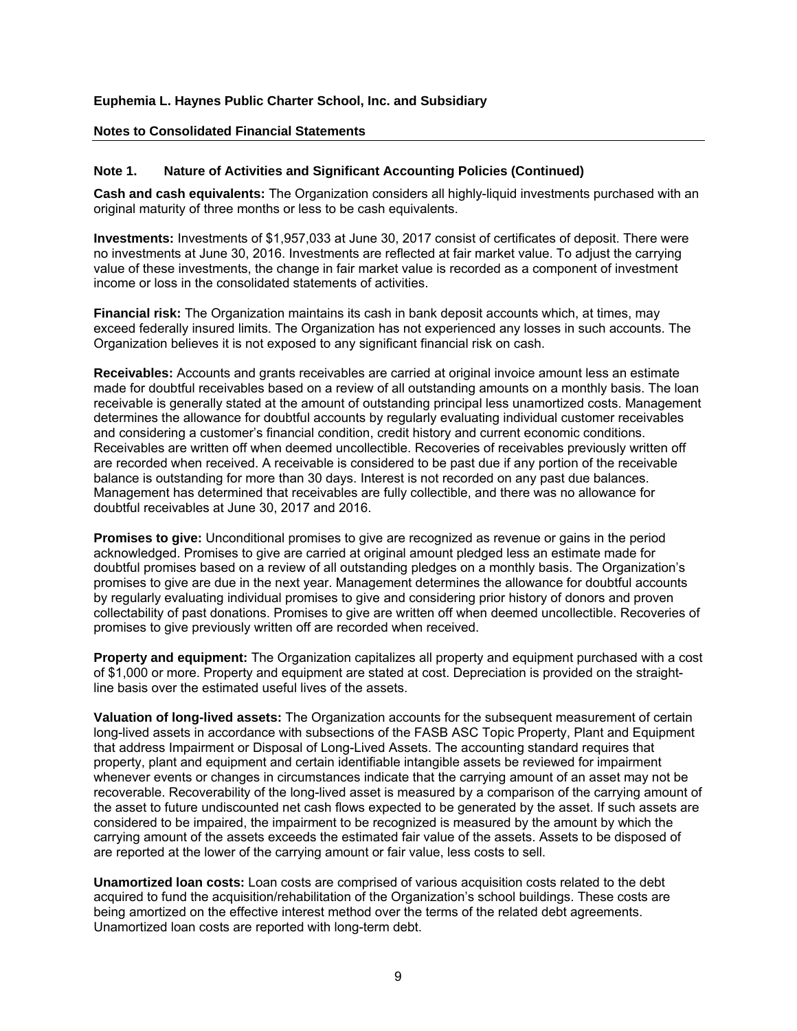**Euphemia L. Haynes Public Charter School, Inc. and Subsidiary**

**Notes to Consolidated Financial Statements**

### Note 1. Nature of Activities and Significant Accounting Policies (Continued)

**Cash and cash equivalents:** The Organization considers all highly-liquid investments purchased with an original maturity of three months or less to be cash equivalents.

**Investments:** Investments of $1,957,033 at June 30, 2017 consist of certificates of deposit. There were no investments at June 30, 2016. Investments are reflected at fair market value. To adjust the carrying value of these investments, the change in fair market value is recorded as a component of investment income or loss in the consolidated statements of activities.

**Financial risk:** The Organization maintains its cash in bank deposit accounts which, at times, may exceed federally insured limits. The Organization has not experienced any losses in such accounts. The Organization believes it is not exposed to any significant financial risk on cash.

**Receivables:** Accounts and grants receivables are carried at original invoice amount less an estimate made for doubtful receivables based on a review of all outstanding amounts on a monthly basis. The loan receivable is generally stated at the amount of outstanding principal less unamortized costs. Management determines the allowance for doubtful accounts by regularly evaluating individual customer receivables and considering a customer's financial condition, credit history and current economic conditions. Receivables are written off when deemed uncollectible. Recoveries of receivables previously written off are recorded when received. A receivable is considered to be past due if any portion of the receivable balance is outstanding for more than 30 days. Interest is not recorded on any past due balances. Management has determined that receivables are fully collectible, and there was no allowance for doubtful receivables at June 30, 2017 and 2016.

**Promises to give:** Unconditional promises to give are recognized as revenue or gains in the period acknowledged. Promises to give are carried at original amount pledged less an estimate made for doubtful promises based on a review of all outstanding pledges on a monthly basis. The Organization's promises to give are due in the next year. Management determines the allowance for doubtful accounts by regularly evaluating individual promises to give and considering prior history of donors and proven collectability of past donations. Promises to give are written off when deemed uncollectible. Recoveries of promises to give previously written off are recorded when received.

**Property and equipment:** The Organization capitalizes all property and equipment purchased with a cost of $1,000 or more. Property and equipment are stated at cost. Depreciation is provided on the straight-line basis over the estimated useful lives of the assets.

**Valuation of long-lived assets:** The Organization accounts for the subsequent measurement of certain long-lived assets in accordance with subsections of the FASB ASC Topic Property, Plant and Equipment that address Impairment or Disposal of Long-Lived Assets. The accounting standard requires that property, plant and equipment and certain identifiable intangible assets be reviewed for impairment whenever events or changes in circumstances indicate that the carrying amount of an asset may not be recoverable. Recoverability of the long-lived asset is measured by a comparison of the carrying amount of the asset to future undiscounted net cash flows expected to be generated by the asset. If such assets are considered to be impaired, the impairment to be recognized is measured by the amount by which the carrying amount of the assets exceeds the estimated fair value of the assets. Assets to be disposed of are reported at the lower of the carrying amount or fair value, less costs to sell.

**Unamortized loan costs:** Loan costs are comprised of various acquisition costs related to the debt acquired to fund the acquisition/rehabilitation of the Organization's school buildings. These costs are being amortized on the effective interest method over the terms of the related debt agreements. Unamortized loan costs are reported with long-term debt.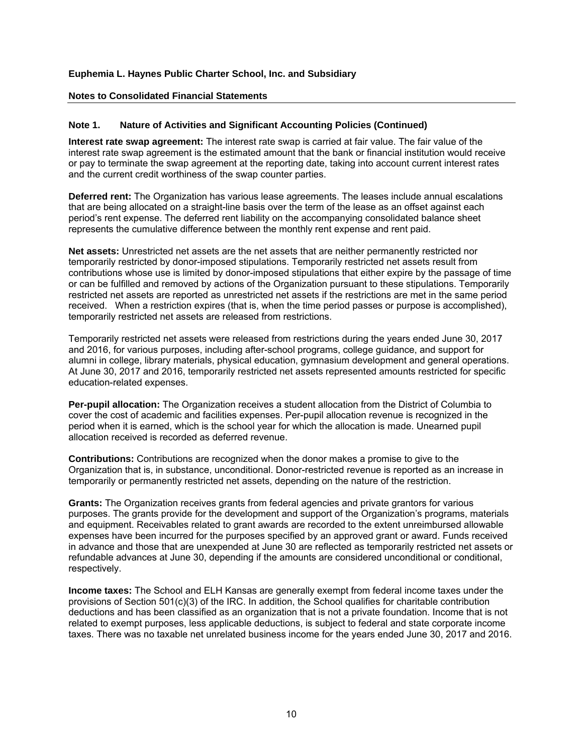**Euphemia L. Haynes Public Charter School, Inc. and Subsidiary**

**Notes to Consolidated Financial Statements**

### Note 1. Nature of Activities and Significant Accounting Policies (Continued)

**Interest rate swap agreement:** The interest rate swap is carried at fair value. The fair value of the interest rate swap agreement is the estimated amount that the bank or financial institution would receive or pay to terminate the swap agreement at the reporting date, taking into account current interest rates and the current credit worthiness of the swap counter parties.

**Deferred rent:** The Organization has various lease agreements. The leases include annual escalations that are being allocated on a straight-line basis over the term of the lease as an offset against each period's rent expense. The deferred rent liability on the accompanying consolidated balance sheet represents the cumulative difference between the monthly rent expense and rent paid.

**Net assets:** Unrestricted net assets are the net assets that are neither permanently restricted nor temporarily restricted by donor-imposed stipulations. Temporarily restricted net assets result from contributions whose use is limited by donor-imposed stipulations that either expire by the passage of time or can be fulfilled and removed by actions of the Organization pursuant to these stipulations. Temporarily restricted net assets are reported as unrestricted net assets if the restrictions are met in the same period received. When a restriction expires (that is, when the time period passes or purpose is accomplished), temporarily restricted net assets are released from restrictions.

Temporarily restricted net assets were released from restrictions during the years ended June 30, 2017 and 2016, for various purposes, including after-school programs, college guidance, and support for alumni in college, library materials, physical education, gymnasium development and general operations. At June 30, 2017 and 2016, temporarily restricted net assets represented amounts restricted for specific education-related expenses.

**Per-pupil allocation:** The Organization receives a student allocation from the District of Columbia to cover the cost of academic and facilities expenses. Per-pupil allocation revenue is recognized in the period when it is earned, which is the school year for which the allocation is made. Unearned pupil allocation received is recorded as deferred revenue.

**Contributions:** Contributions are recognized when the donor makes a promise to give to the Organization that is, in substance, unconditional. Donor-restricted revenue is reported as an increase in temporarily or permanently restricted net assets, depending on the nature of the restriction.

**Grants:** The Organization receives grants from federal agencies and private grantors for various purposes. The grants provide for the development and support of the Organization's programs, materials and equipment. Receivables related to grant awards are recorded to the extent unreimbursed allowable expenses have been incurred for the purposes specified by an approved grant or award. Funds received in advance and those that are unexpended at June 30 are reflected as temporarily restricted net assets or refundable advances at June 30, depending if the amounts are considered unconditional or conditional, respectively.

**Income taxes:** The School and ELH Kansas are generally exempt from federal income taxes under the provisions of Section 501(c)(3) of the IRC. In addition, the School qualifies for charitable contribution deductions and has been classified as an organization that is not a private foundation. Income that is not related to exempt purposes, less applicable deductions, is subject to federal and state corporate income taxes. There was no taxable net unrelated business income for the years ended June 30, 2017 and 2016.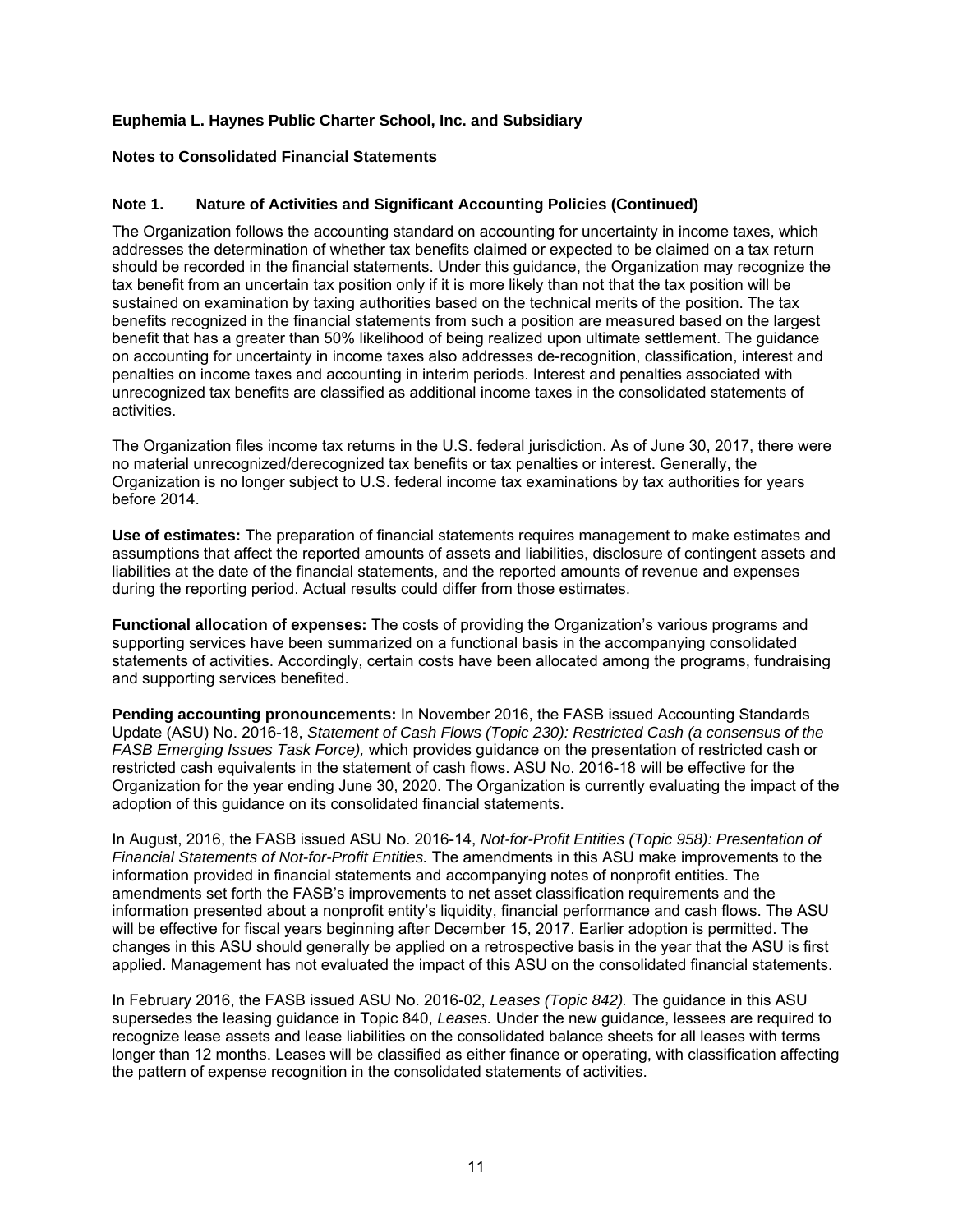**Euphemia L. Haynes Public Charter School, Inc. and Subsidiary**

**Notes to Consolidated Financial Statements**

### Note 1. Nature of Activities and Significant Accounting Policies (Continued)

The Organization follows the accounting standard on accounting for uncertainty in income taxes, which addresses the determination of whether tax benefits claimed or expected to be claimed on a tax return should be recorded in the financial statements. Under this guidance, the Organization may recognize the tax benefit from an uncertain tax position only if it is more likely than not that the tax position will be sustained on examination by taxing authorities based on the technical merits of the position. The tax benefits recognized in the financial statements from such a position are measured based on the largest benefit that has a greater than 50% likelihood of being realized upon ultimate settlement. The guidance on accounting for uncertainty in income taxes also addresses de-recognition, classification, interest and penalties on income taxes and accounting in interim periods. Interest and penalties associated with unrecognized tax benefits are classified as additional income taxes in the consolidated statements of activities.

The Organization files income tax returns in the U.S. federal jurisdiction. As of June 30, 2017, there were no material unrecognized/derecognized tax benefits or tax penalties or interest. Generally, the Organization is no longer subject to U.S. federal income tax examinations by tax authorities for years before 2014.

**Use of estimates:** The preparation of financial statements requires management to make estimates and assumptions that affect the reported amounts of assets and liabilities, disclosure of contingent assets and liabilities at the date of the financial statements, and the reported amounts of revenue and expenses during the reporting period. Actual results could differ from those estimates.

**Functional allocation of expenses:** The costs of providing the Organization's various programs and supporting services have been summarized on a functional basis in the accompanying consolidated statements of activities. Accordingly, certain costs have been allocated among the programs, fundraising and supporting services benefited.

**Pending accounting pronouncements:** In November 2016, the FASB issued Accounting Standards Update (ASU) No. 2016-18, *Statement of Cash Flows (Topic 230): Restricted Cash (a consensus of the FASB Emerging Issues Task Force),* which provides guidance on the presentation of restricted cash or restricted cash equivalents in the statement of cash flows. ASU No. 2016-18 will be effective for the Organization for the year ending June 30, 2020. The Organization is currently evaluating the impact of the adoption of this guidance on its consolidated financial statements.

In August, 2016, the FASB issued ASU No. 2016-14, *Not-for-Profit Entities (Topic 958): Presentation of Financial Statements of Not-for-Profit Entities.* The amendments in this ASU make improvements to the information provided in financial statements and accompanying notes of nonprofit entities. The amendments set forth the FASB's improvements to net asset classification requirements and the information presented about a nonprofit entity's liquidity, financial performance and cash flows. The ASU will be effective for fiscal years beginning after December 15, 2017. Earlier adoption is permitted. The changes in this ASU should generally be applied on a retrospective basis in the year that the ASU is first applied. Management has not evaluated the impact of this ASU on the consolidated financial statements.

In February 2016, the FASB issued ASU No. 2016-02, *Leases (Topic 842).* The guidance in this ASU supersedes the leasing guidance in Topic 840, *Leases.* Under the new guidance, lessees are required to recognize lease assets and lease liabilities on the consolidated balance sheets for all leases with terms longer than 12 months. Leases will be classified as either finance or operating, with classification affecting the pattern of expense recognition in the consolidated statements of activities.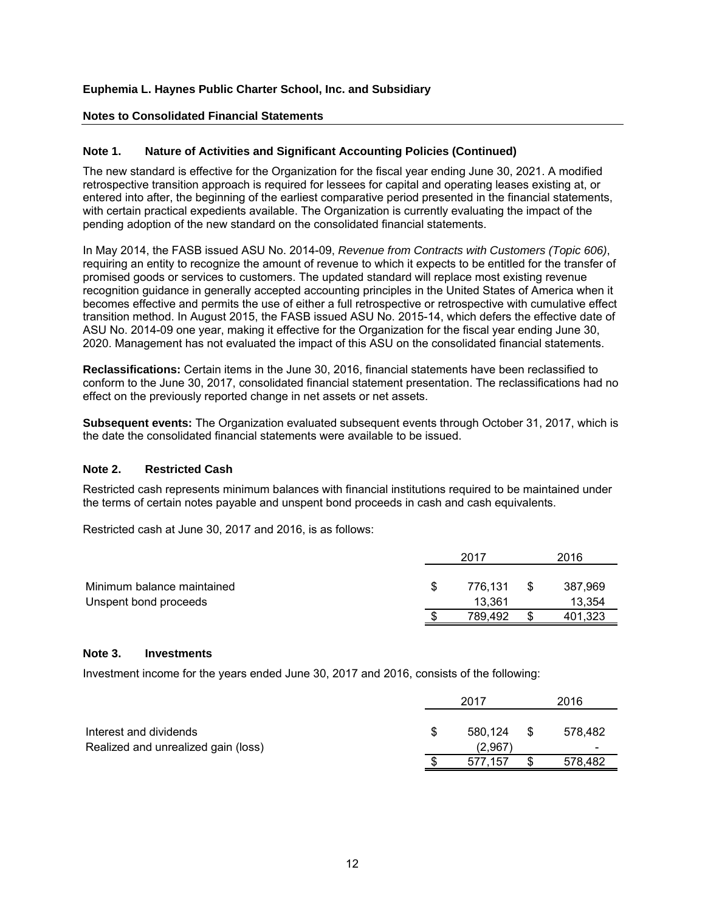**Euphemia L. Haynes Public Charter School, Inc. and Subsidiary**

**Notes to Consolidated Financial Statements**

### Note 1. Nature of Activities and Significant Accounting Policies (Continued)

The new standard is effective for the Organization for the fiscal year ending June 30, 2021. A modified retrospective transition approach is required for lessees for capital and operating leases existing at, or entered into after, the beginning of the earliest comparative period presented in the financial statements, with certain practical expedients available. The Organization is currently evaluating the impact of the pending adoption of the new standard on the consolidated financial statements.

In May 2014, the FASB issued ASU No. 2014-09, *Revenue from Contracts with Customers (Topic 606)*, requiring an entity to recognize the amount of revenue to which it expects to be entitled for the transfer of promised goods or services to customers. The updated standard will replace most existing revenue recognition guidance in generally accepted accounting principles in the United States of America when it becomes effective and permits the use of either a full retrospective or retrospective with cumulative effect transition method. In August 2015, the FASB issued ASU No. 2015-14, which defers the effective date of ASU No. 2014-09 one year, making it effective for the Organization for the fiscal year ending June 30, 2020. Management has not evaluated the impact of this ASU on the consolidated financial statements.

**Reclassifications:** Certain items in the June 30, 2016, financial statements have been reclassified to conform to the June 30, 2017, consolidated financial statement presentation. The reclassifications had no effect on the previously reported change in net assets or net assets.

**Subsequent events:** The Organization evaluated subsequent events through October 31, 2017, which is the date the consolidated financial statements were available to be issued.

### Note 2. Restricted Cash

Restricted cash represents minimum balances with financial institutions required to be maintained under the terms of certain notes payable and unspent bond proceeds in cash and cash equivalents.

Restricted cash at June 30, 2017 and 2016, is as follows:

| | 2017 | 2016 |
|---|---|---|
| Minimum balance maintained | $ 776,131 | $ 387,969 |
| Unspent bond proceeds | 13,361 | 13,354 |
| | $ 789,492 | $ 401,323 |

### Note 3. Investments

Investment income for the years ended June 30, 2017 and 2016, consists of the following:

| | 2017 | 2016 |
|---|---|---|
| Interest and dividends | $ 580,124 | $ 578,482 |
| Realized and unrealized gain (loss) | (2,967) | - |
| | $ 577,157 | $ 578,482 |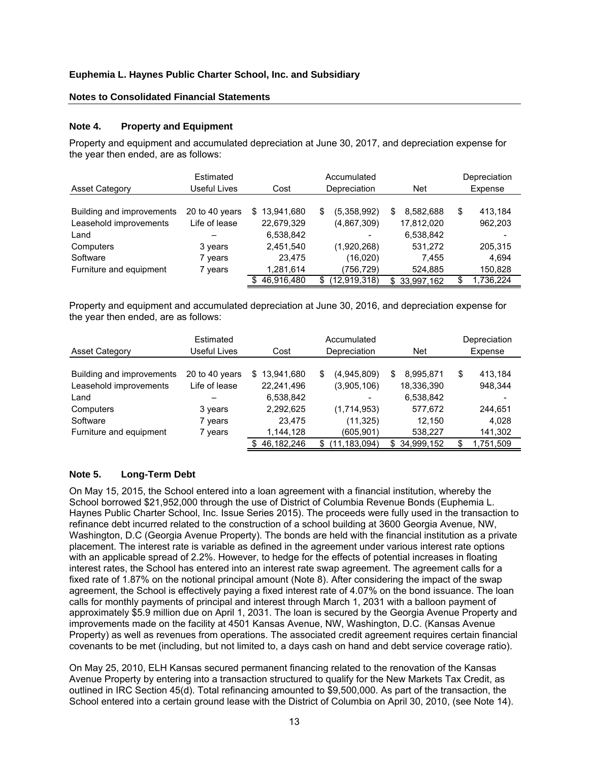**Euphemia L. Haynes Public Charter School, Inc. and Subsidiary**

**Notes to Consolidated Financial Statements**

## Note 4. Property and Equipment

Property and equipment and accumulated depreciation at June 30, 2017, and depreciation expense for the year then ended, are as follows:

| Asset Category | Estimated Useful Lives | Cost | Accumulated Depreciation | Net | Depreciation Expense |
|---|---|---|---|---|---|
| Building and improvements | 20 to 40 years | $ 13,941,680 | $ (5,358,992) | $ 8,582,688 | $ 413,184 |
| Leasehold improvements | Life of lease | 22,679,329 | (4,867,309) | 17,812,020 | 962,203 |
| Land | – | 6,538,842 | - | 6,538,842 | - |
| Computers | 3 years | 2,451,540 | (1,920,268) | 531,272 | 205,315 |
| Software | 7 years | 23,475 | (16,020) | 7,455 | 4,694 |
| Furniture and equipment | 7 years | 1,281,614 | (756,729) | 524,885 | 150,828 |
| | | $ 46,916,480 | $ (12,919,318) | $ 33,997,162 | $ 1,736,224 |

Property and equipment and accumulated depreciation at June 30, 2016, and depreciation expense for the year then ended, are as follows:

| Asset Category | Estimated Useful Lives | Cost | Accumulated Depreciation | Net | Depreciation Expense |
|---|---|---|---|---|---|
| Building and improvements | 20 to 40 years | $ 13,941,680 | $ (4,945,809) | $ 8,995,871 | $ 413,184 |
| Leasehold improvements | Life of lease | 22,241,496 | (3,905,106) | 18,336,390 | 948,344 |
| Land | – | 6,538,842 | - | 6,538,842 | - |
| Computers | 3 years | 2,292,625 | (1,714,953) | 577,672 | 244,651 |
| Software | 7 years | 23,475 | (11,325) | 12,150 | 4,028 |
| Furniture and equipment | 7 years | 1,144,128 | (605,901) | 538,227 | 141,302 |
| | | $ 46,182,246 | $ (11,183,094) | $ 34,999,152 | $ 1,751,509 |

## Note 5. Long-Term Debt

On May 15, 2015, the School entered into a loan agreement with a financial institution, whereby the School borrowed $21,952,000 through the use of District of Columbia Revenue Bonds (Euphemia L. Haynes Public Charter School, Inc. Issue Series 2015). The proceeds were fully used in the transaction to refinance debt incurred related to the construction of a school building at 3600 Georgia Avenue, NW, Washington, D.C (Georgia Avenue Property). The bonds are held with the financial institution as a private placement. The interest rate is variable as defined in the agreement under various interest rate options with an applicable spread of 2.2%. However, to hedge for the effects of potential increases in floating interest rates, the School has entered into an interest rate swap agreement. The agreement calls for a fixed rate of 1.87% on the notional principal amount (Note 8). After considering the impact of the swap agreement, the School is effectively paying a fixed interest rate of 4.07% on the bond issuance. The loan calls for monthly payments of principal and interest through March 1, 2031 with a balloon payment of approximately $5.9 million due on April 1, 2031. The loan is secured by the Georgia Avenue Property and improvements made on the facility at 4501 Kansas Avenue, NW, Washington, D.C. (Kansas Avenue Property) as well as revenues from operations. The associated credit agreement requires certain financial covenants to be met (including, but not limited to, a days cash on hand and debt service coverage ratio).

On May 25, 2010, ELH Kansas secured permanent financing related to the renovation of the Kansas Avenue Property by entering into a transaction structured to qualify for the New Markets Tax Credit, as outlined in IRC Section 45(d). Total refinancing amounted to $9,500,000. As part of the transaction, the School entered into a certain ground lease with the District of Columbia on April 30, 2010, (see Note 14).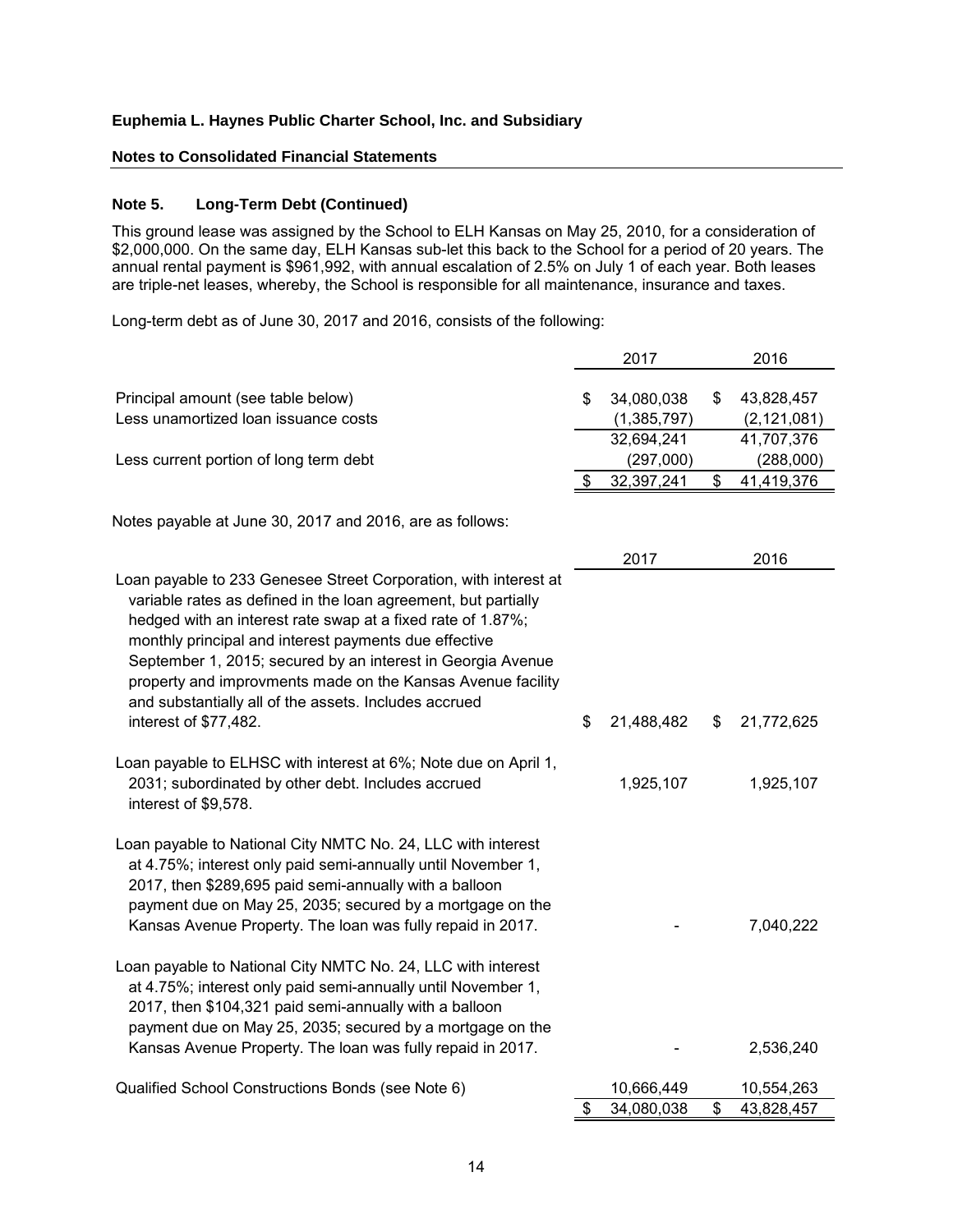**Euphemia L. Haynes Public Charter School, Inc. and Subsidiary**

**Notes to Consolidated Financial Statements**

## Note 5. Long-Term Debt (Continued)

This ground lease was assigned by the School to ELH Kansas on May 25, 2010, for a consideration of $2,000,000. On the same day, ELH Kansas sub-let this back to the School for a period of 20 years. The annual rental payment is $961,992, with annual escalation of 2.5% on July 1 of each year. Both leases are triple-net leases, whereby, the School is responsible for all maintenance, insurance and taxes.

Long-term debt as of June 30, 2017 and 2016, consists of the following:

| | 2017 | 2016 |
|---|---|---|
| Principal amount (see table below) | $ 34,080,038 | $ 43,828,457 |
| Less unamortized loan issuance costs | (1,385,797) | (2,121,081) |
| | 32,694,241 | 41,707,376 |
| Less current portion of long term debt | (297,000) | (288,000) |
| | $ 32,397,241 | $ 41,419,376 |

Notes payable at June 30, 2017 and 2016, are as follows:

| | 2017 | 2016 |
|---|---|---|
| Loan payable to 233 Genesee Street Corporation, with interest at variable rates as defined in the loan agreement, but partially hedged with an interest rate swap at a fixed rate of 1.87%; monthly principal and interest payments due effective September 1, 2015; secured by an interest in Georgia Avenue property and improvments made on the Kansas Avenue facility and substantially all of the assets. Includes accrued interest of $77,482. | $ 21,488,482 | $ 21,772,625 |
| Loan payable to ELHSC with interest at 6%; Note due on April 1, 2031; subordinated by other debt. Includes accrued interest of $9,578. | 1,925,107 | 1,925,107 |
| Loan payable to National City NMTC No. 24, LLC with interest at 4.75%; interest only paid semi-annually until November 1, 2017, then $289,695 paid semi-annually with a balloon payment due on May 25, 2035; secured by a mortgage on the Kansas Avenue Property. The loan was fully repaid in 2017. | - | 7,040,222 |
| Loan payable to National City NMTC No. 24, LLC with interest at 4.75%; interest only paid semi-annually until November 1, 2017, then $104,321 paid semi-annually with a balloon payment due on May 25, 2035; secured by a mortgage on the Kansas Avenue Property. The loan was fully repaid in 2017. | - | 2,536,240 |
| Qualified School Constructions Bonds (see Note 6) | 10,666,449 | 10,554,263 |
| | $ 34,080,038 | $ 43,828,457 |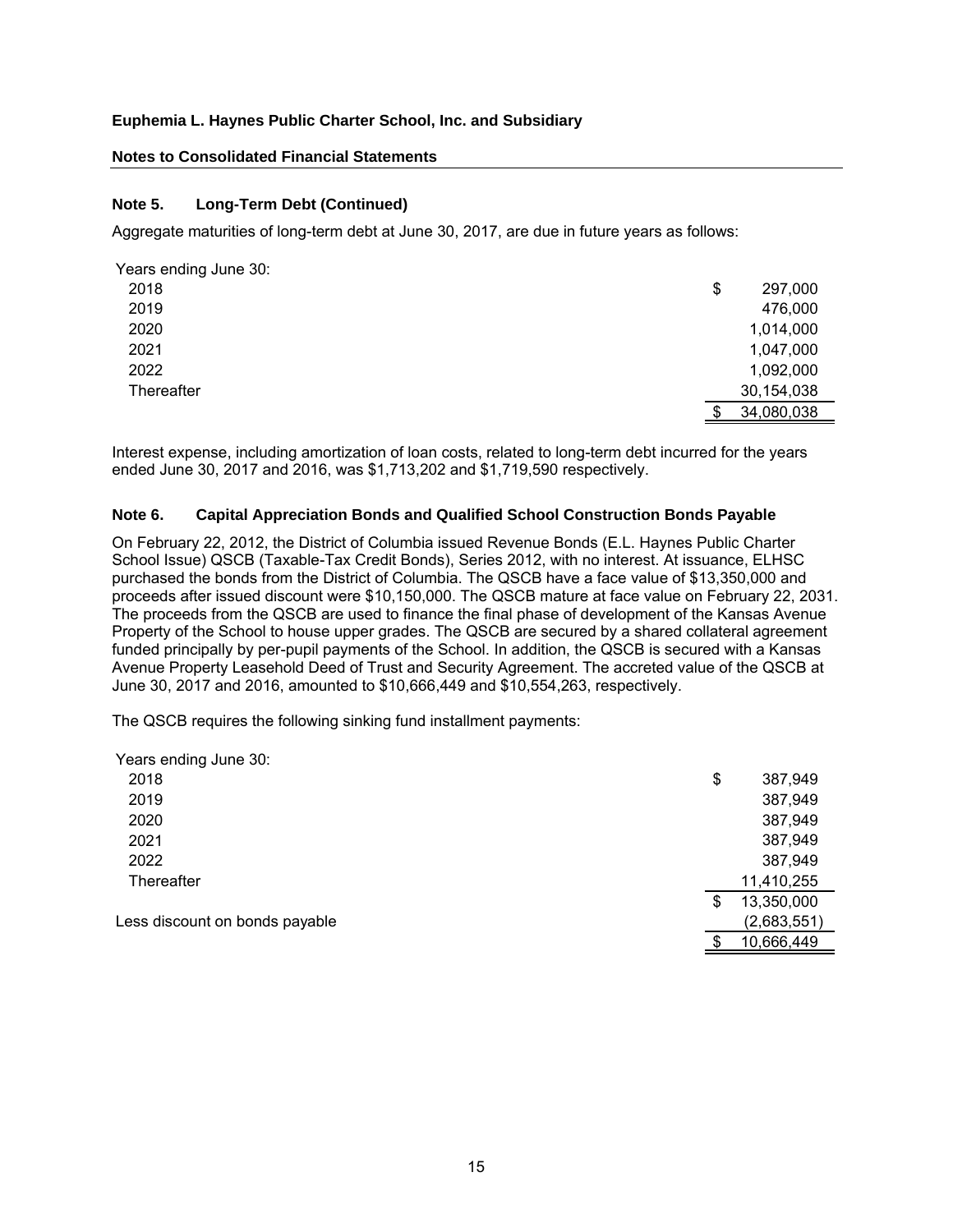**Euphemia L. Haynes Public Charter School, Inc. and Subsidiary**

**Notes to Consolidated Financial Statements**

### Note 5. Long-Term Debt (Continued)

Aggregate maturities of long-term debt at June 30, 2017, are due in future years as follows:

| Years ending June 30: | |
|---|---|
| 2018 | $ 297,000 |
| 2019 | 476,000 |
| 2020 | 1,014,000 |
| 2021 | 1,047,000 |
| 2022 | 1,092,000 |
| Thereafter | 30,154,038 |
| | $ 34,080,038 |

Interest expense, including amortization of loan costs, related to long-term debt incurred for the years ended June 30, 2017 and 2016, was $1,713,202 and $1,719,590 respectively.

### Note 6. Capital Appreciation Bonds and Qualified School Construction Bonds Payable

On February 22, 2012, the District of Columbia issued Revenue Bonds (E.L. Haynes Public Charter School Issue) QSCB (Taxable-Tax Credit Bonds), Series 2012, with no interest. At issuance, ELHSC purchased the bonds from the District of Columbia. The QSCB have a face value of $13,350,000 and proceeds after issued discount were $10,150,000. The QSCB mature at face value on February 22, 2031. The proceeds from the QSCB are used to finance the final phase of development of the Kansas Avenue Property of the School to house upper grades. The QSCB are secured by a shared collateral agreement funded principally by per-pupil payments of the School. In addition, the QSCB is secured with a Kansas Avenue Property Leasehold Deed of Trust and Security Agreement. The accreted value of the QSCB at June 30, 2017 and 2016, amounted to $10,666,449 and $10,554,263, respectively.

The QSCB requires the following sinking fund installment payments:

| Years ending June 30: | |
|---|---|
| 2018 | $ 387,949 |
| 2019 | 387,949 |
| 2020 | 387,949 |
| 2021 | 387,949 |
| 2022 | 387,949 |
| Thereafter | 11,410,255 |
| | $ 13,350,000 |
| Less discount on bonds payable | (2,683,551) |
| | $ 10,666,449 |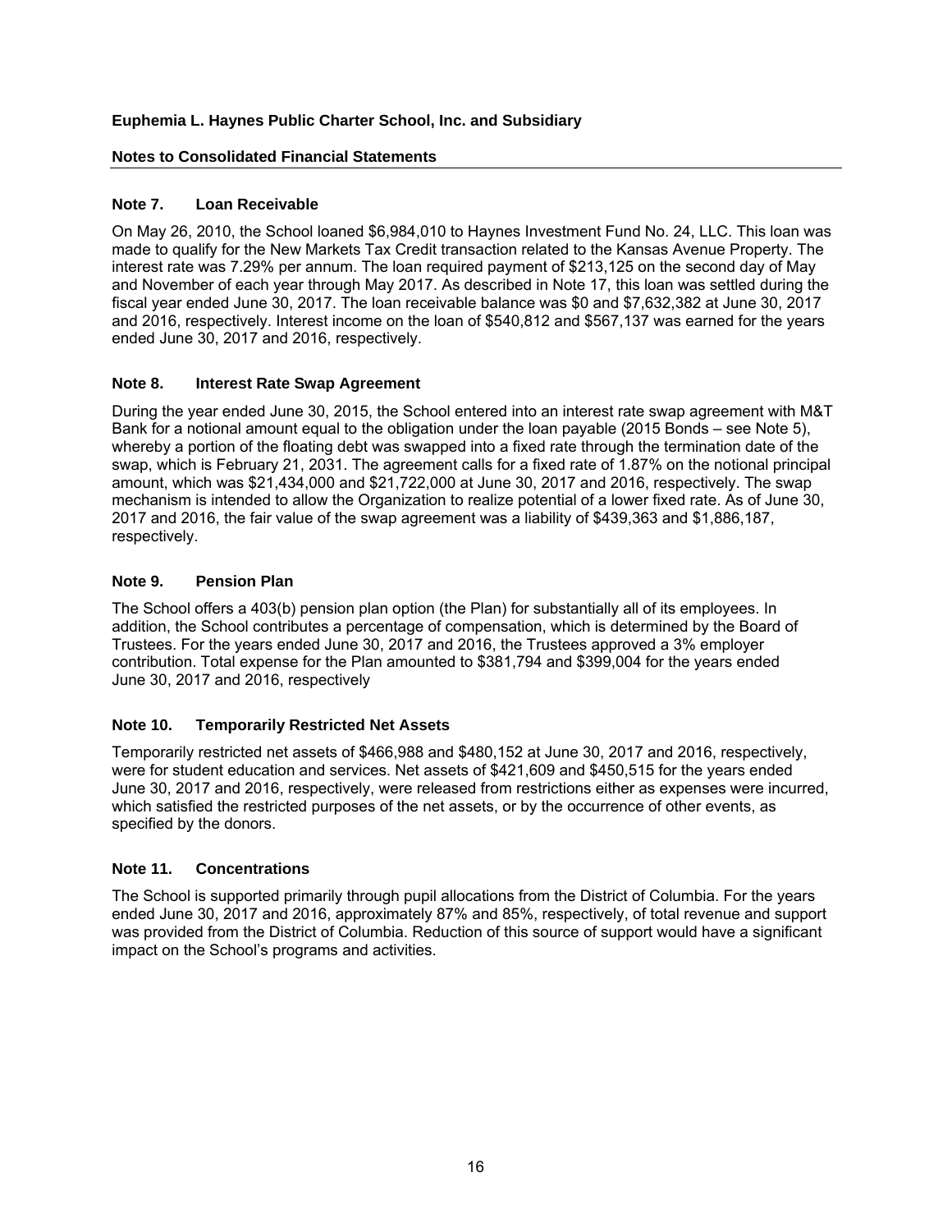**Euphemia L. Haynes Public Charter School, Inc. and Subsidiary**

**Notes to Consolidated Financial Statements**

## Note 7. Loan Receivable

On May 26, 2010, the School loaned $6,984,010 to Haynes Investment Fund No. 24, LLC. This loan was made to qualify for the New Markets Tax Credit transaction related to the Kansas Avenue Property. The interest rate was 7.29% per annum. The loan required payment of $213,125 on the second day of May and November of each year through May 2017. As described in Note 17, this loan was settled during the fiscal year ended June 30, 2017. The loan receivable balance was $0 and $7,632,382 at June 30, 2017 and 2016, respectively. Interest income on the loan of $540,812 and $567,137 was earned for the years ended June 30, 2017 and 2016, respectively.

## Note 8. Interest Rate Swap Agreement

During the year ended June 30, 2015, the School entered into an interest rate swap agreement with M&T Bank for a notional amount equal to the obligation under the loan payable (2015 Bonds – see Note 5), whereby a portion of the floating debt was swapped into a fixed rate through the termination date of the swap, which is February 21, 2031. The agreement calls for a fixed rate of 1.87% on the notional principal amount, which was $21,434,000 and $21,722,000 at June 30, 2017 and 2016, respectively. The swap mechanism is intended to allow the Organization to realize potential of a lower fixed rate. As of June 30, 2017 and 2016, the fair value of the swap agreement was a liability of $439,363 and $1,886,187, respectively.

## Note 9. Pension Plan

The School offers a 403(b) pension plan option (the Plan) for substantially all of its employees. In addition, the School contributes a percentage of compensation, which is determined by the Board of Trustees. For the years ended June 30, 2017 and 2016, the Trustees approved a 3% employer contribution. Total expense for the Plan amounted to $381,794 and $399,004 for the years ended June 30, 2017 and 2016, respectively

## Note 10. Temporarily Restricted Net Assets

Temporarily restricted net assets of $466,988 and $480,152 at June 30, 2017 and 2016, respectively, were for student education and services. Net assets of $421,609 and $450,515 for the years ended June 30, 2017 and 2016, respectively, were released from restrictions either as expenses were incurred, which satisfied the restricted purposes of the net assets, or by the occurrence of other events, as specified by the donors.

## Note 11. Concentrations

The School is supported primarily through pupil allocations from the District of Columbia. For the years ended June 30, 2017 and 2016, approximately 87% and 85%, respectively, of total revenue and support was provided from the District of Columbia. Reduction of this source of support would have a significant impact on the School's programs and activities.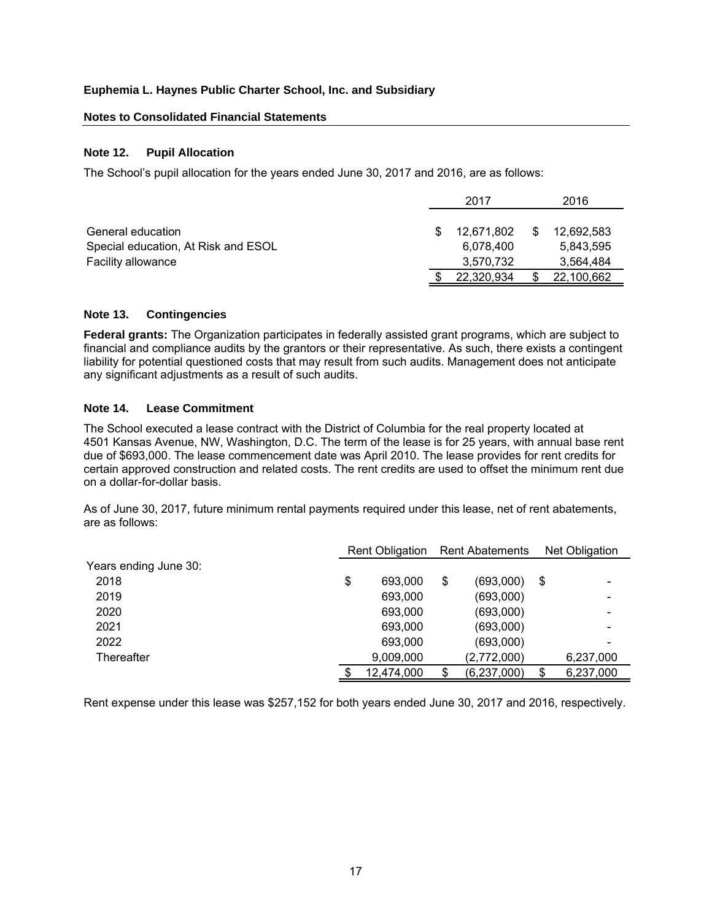**Euphemia L. Haynes Public Charter School, Inc. and Subsidiary**

**Notes to Consolidated Financial Statements**

### Note 12. Pupil Allocation

The School's pupil allocation for the years ended June 30, 2017 and 2016, are as follows:

| | 2017 | 2016 |
|---|---|---|
| General education | $ 12,671,802 | $ 12,692,583 |
| Special education, At Risk and ESOL | 6,078,400 | 5,843,595 |
| Facility allowance | 3,570,732 | 3,564,484 |
| | $ 22,320,934 | $ 22,100,662 |

### Note 13. Contingencies

**Federal grants:** The Organization participates in federally assisted grant programs, which are subject to financial and compliance audits by the grantors or their representative. As such, there exists a contingent liability for potential questioned costs that may result from such audits. Management does not anticipate any significant adjustments as a result of such audits.

### Note 14. Lease Commitment

The School executed a lease contract with the District of Columbia for the real property located at 4501 Kansas Avenue, NW, Washington, D.C. The term of the lease is for 25 years, with annual base rent due of $693,000. The lease commencement date was April 2010. The lease provides for rent credits for certain approved construction and related costs. The rent credits are used to offset the minimum rent due on a dollar-for-dollar basis.

As of June 30, 2017, future minimum rental payments required under this lease, net of rent abatements, are as follows:

| | Rent Obligation | Rent Abatements | Net Obligation |
|---|---|---|---|
| Years ending June 30: | | | |
| 2018 | $ 693,000 | $ (693,000) | $ - |
| 2019 | 693,000 | (693,000) | - |
| 2020 | 693,000 | (693,000) | - |
| 2021 | 693,000 | (693,000) | - |
| 2022 | 693,000 | (693,000) | - |
| Thereafter | 9,009,000 | (2,772,000) | 6,237,000 |
| | $ 12,474,000 | $ (6,237,000) | $ 6,237,000 |

Rent expense under this lease was $257,152 for both years ended June 30, 2017 and 2016, respectively.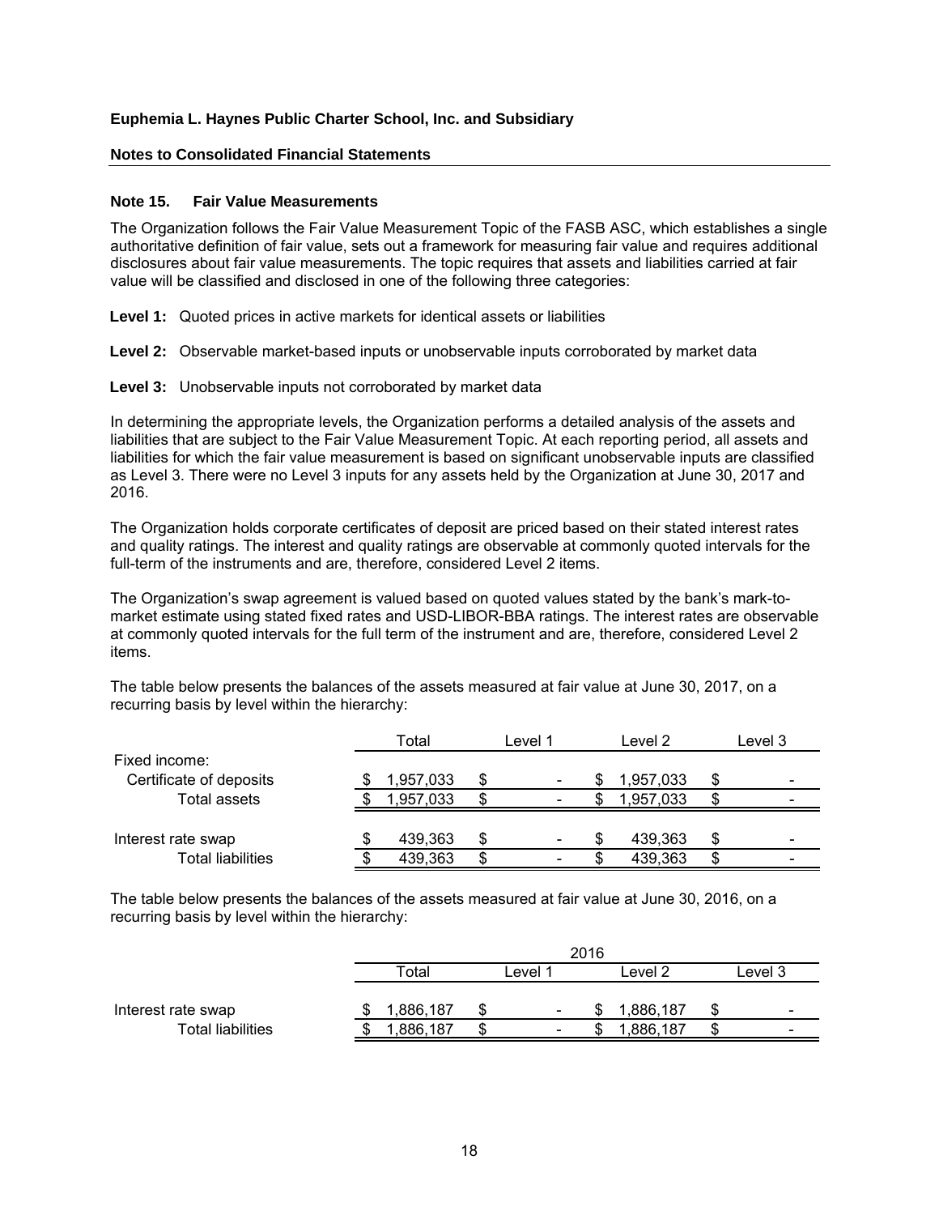**Euphemia L. Haynes Public Charter School, Inc. and Subsidiary**

**Notes to Consolidated Financial Statements**

## Note 15. Fair Value Measurements

The Organization follows the Fair Value Measurement Topic of the FASB ASC, which establishes a single authoritative definition of fair value, sets out a framework for measuring fair value and requires additional disclosures about fair value measurements. The topic requires that assets and liabilities carried at fair value will be classified and disclosed in one of the following three categories:

**Level 1:** Quoted prices in active markets for identical assets or liabilities

**Level 2:** Observable market-based inputs or unobservable inputs corroborated by market data

**Level 3:** Unobservable inputs not corroborated by market data

In determining the appropriate levels, the Organization performs a detailed analysis of the assets and liabilities that are subject to the Fair Value Measurement Topic. At each reporting period, all assets and liabilities for which the fair value measurement is based on significant unobservable inputs are classified as Level 3. There were no Level 3 inputs for any assets held by the Organization at June 30, 2017 and 2016.

The Organization holds corporate certificates of deposit are priced based on their stated interest rates and quality ratings. The interest and quality ratings are observable at commonly quoted intervals for the full-term of the instruments and are, therefore, considered Level 2 items.

The Organization's swap agreement is valued based on quoted values stated by the bank's mark-to-market estimate using stated fixed rates and USD-LIBOR-BBA ratings. The interest rates are observable at commonly quoted intervals for the full term of the instrument and are, therefore, considered Level 2 items.

The table below presents the balances of the assets measured at fair value at June 30, 2017, on a recurring basis by level within the hierarchy:

| | Total | Level 1 | Level 2 | Level 3 |
|---|---|---|---|---|
| Fixed income: | | | | |
| Certificate of deposits | $ 1,957,033 | $ - | $ 1,957,033 | $ - |
| Total assets | $ 1,957,033 | $ - | $ 1,957,033 | $ - |
| | | | | |
| Interest rate swap | $ 439,363 | $ - | $ 439,363 | $ - |
| Total liabilities | $ 439,363 | $ - | $ 439,363 | $ - |

The table below presents the balances of the assets measured at fair value at June 30, 2016, on a recurring basis by level within the hierarchy:

| | 2016 | | | |
|---|---|---|---|---|
| | Total | Level 1 | Level 2 | Level 3 |
| Interest rate swap | $ 1,886,187 | $ - | $ 1,886,187 | $ - |
| Total liabilities | $ 1,886,187 | $ - | $ 1,886,187 | $ - |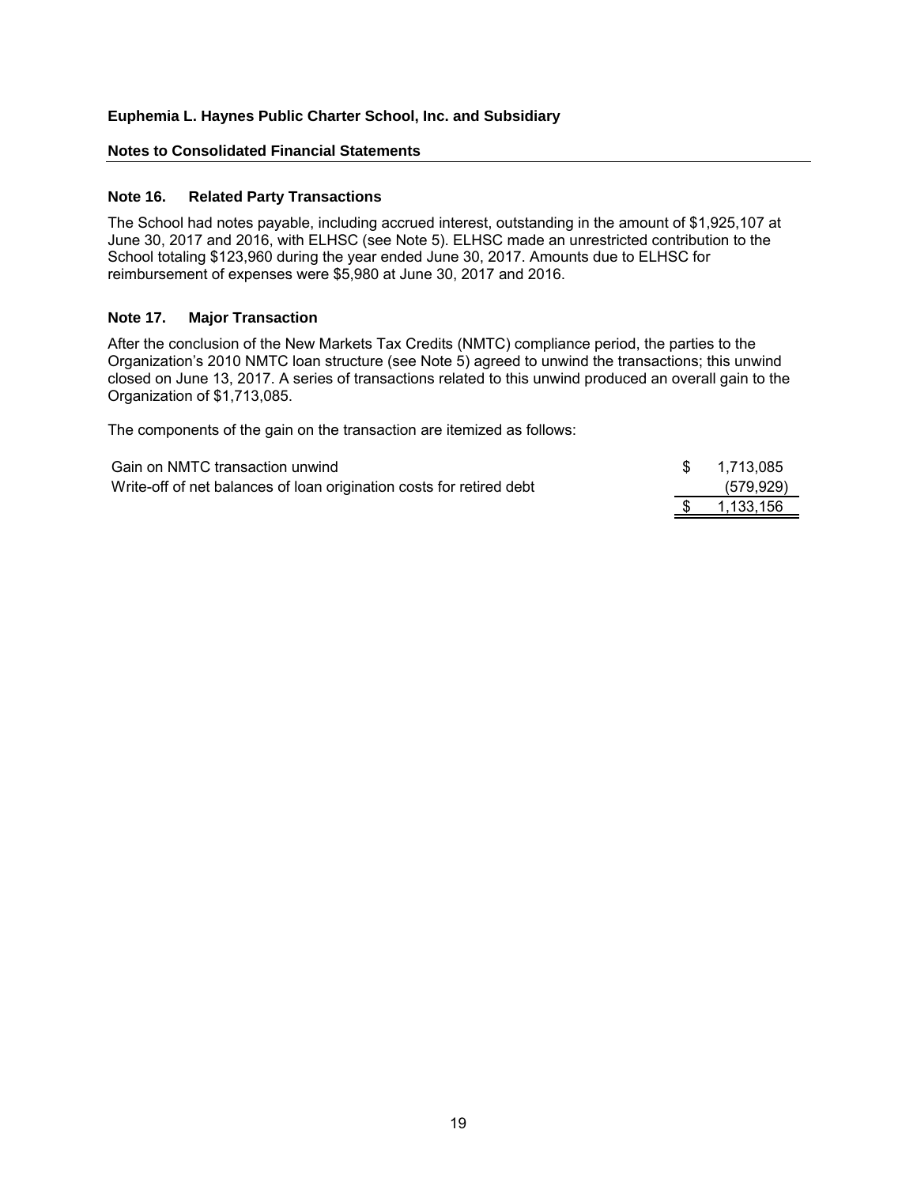**Euphemia L. Haynes Public Charter School, Inc. and Subsidiary**

**Notes to Consolidated Financial Statements**

### Note 16. Related Party Transactions

The School had notes payable, including accrued interest, outstanding in the amount of $1,925,107 at June 30, 2017 and 2016, with ELHSC (see Note 5). ELHSC made an unrestricted contribution to the School totaling $123,960 during the year ended June 30, 2017. Amounts due to ELHSC for reimbursement of expenses were $5,980 at June 30, 2017 and 2016.

### Note 17. Major Transaction

After the conclusion of the New Markets Tax Credits (NMTC) compliance period, the parties to the Organization's 2010 NMTC loan structure (see Note 5) agreed to unwind the transactions; this unwind closed on June 13, 2017. A series of transactions related to this unwind produced an overall gain to the Organization of $1,713,085.

The components of the gain on the transaction are itemized as follows:

| | |
|---|---|
| Gain on NMTC transaction unwind | $ 1,713,085 |
| Write-off of net balances of loan origination costs for retired debt | (579,929) |
| | $ 1,133,156 |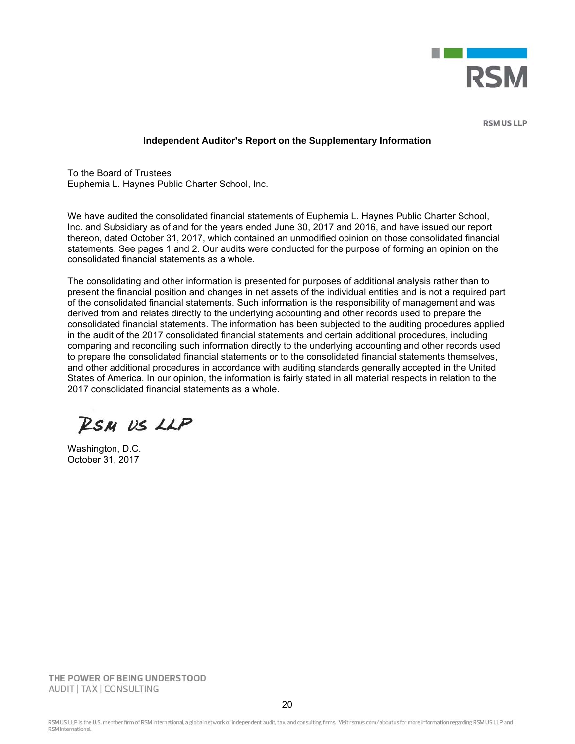RSM US LLP

## Independent Auditor's Report on the Supplementary Information

To the Board of Trustees
Euphemia L. Haynes Public Charter School, Inc.

We have audited the consolidated financial statements of Euphemia L. Haynes Public Charter School, Inc. and Subsidiary as of and for the years ended June 30, 2017 and 2016, and have issued our report thereon, dated October 31, 2017, which contained an unmodified opinion on those consolidated financial statements. See pages 1 and 2. Our audits were conducted for the purpose of forming an opinion on the consolidated financial statements as a whole.

The consolidating and other information is presented for purposes of additional analysis rather than to present the financial position and changes in net assets of the individual entities and is not a required part of the consolidated financial statements. Such information is the responsibility of management and was derived from and relates directly to the underlying accounting and other records used to prepare the consolidated financial statements. The information has been subjected to the auditing procedures applied in the audit of the 2017 consolidated financial statements and certain additional procedures, including comparing and reconciling such information directly to the underlying accounting and other records used to prepare the consolidated financial statements or to the consolidated financial statements themselves, and other additional procedures in accordance with auditing standards generally accepted in the United States of America. In our opinion, the information is fairly stated in all material respects in relation to the 2017 consolidated financial statements as a whole.

RSM US LLP

Washington, D.C.
October 31, 2017

THE POWER OF BEING UNDERSTOOD
AUDIT | TAX | CONSULTING

RSM US LLP is the U.S. member firm of RSM International, a global network of independent audit, tax, and consulting firms. Visit rsmus.com/aboutus for more information regarding RSM US LLP and RSM International.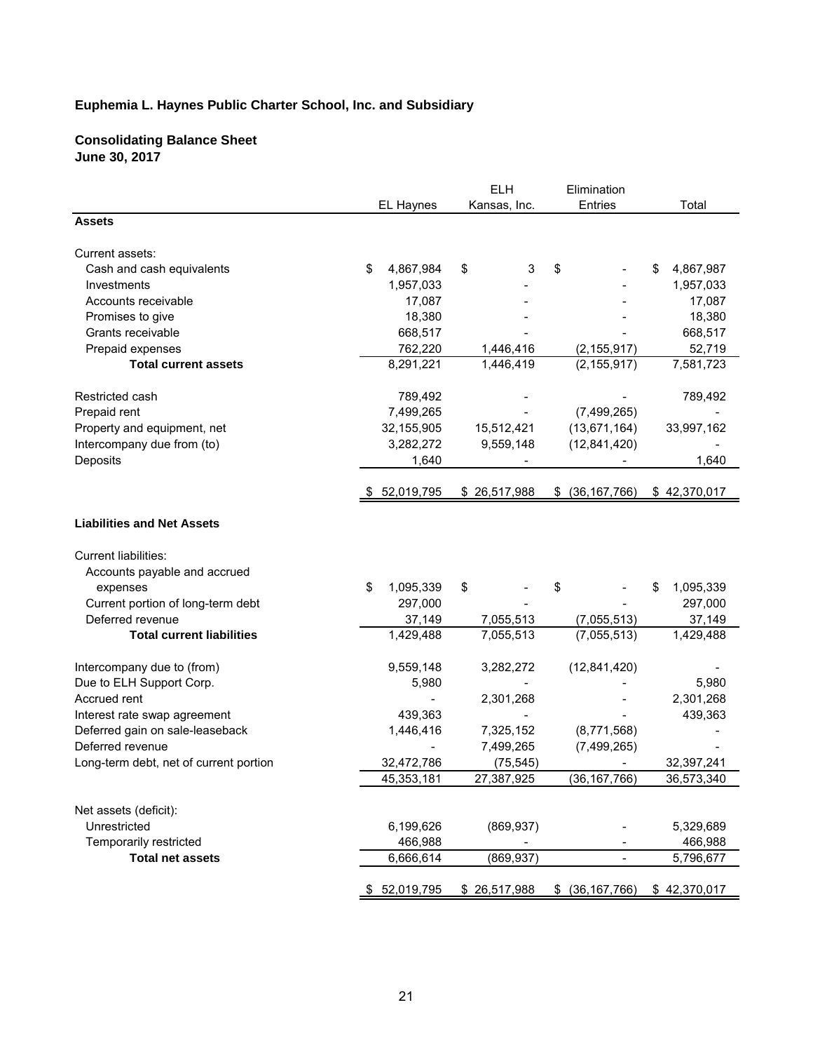**Euphemia L. Haynes Public Charter School, Inc. and Subsidiary**

**Consolidating Balance Sheet**
**June 30, 2017**

| | EL Haynes | ELH Kansas, Inc. | Elimination Entries | Total |
|---|---|---|---|---|
| **Assets** | | | | |
| Current assets: | | | | |
| Cash and cash equivalents | $ 4,867,984 | $ 3 | $ - | $ 4,867,987 |
| Investments | 1,957,033 | - | - | 1,957,033 |
| Accounts receivable | 17,087 | - | - | 17,087 |
| Promises to give | 18,380 | - | - | 18,380 |
| Grants receivable | 668,517 | - | - | 668,517 |
| Prepaid expenses | 762,220 | 1,446,416 | (2,155,917) | 52,719 |
| **Total current assets** | 8,291,221 | 1,446,419 | (2,155,917) | 7,581,723 |
| Restricted cash | 789,492 | - | - | 789,492 |
| Prepaid rent | 7,499,265 | - | (7,499,265) | - |
| Property and equipment, net | 32,155,905 | 15,512,421 | (13,671,164) | 33,997,162 |
| Intercompany due from (to) | 3,282,272 | 9,559,148 | (12,841,420) | - |
| Deposits | 1,640 | - | - | 1,640 |
| | $ 52,019,795 | $ 26,517,988 | $ (36,167,766) | $ 42,370,017 |
| **Liabilities and Net Assets** | | | | |
| Current liabilities: | | | | |
| Accounts payable and accrued expenses | $ 1,095,339 | $ - | $ - | $ 1,095,339 |
| Current portion of long-term debt | 297,000 | - | - | 297,000 |
| Deferred revenue | 37,149 | 7,055,513 | (7,055,513) | 37,149 |
| **Total current liabilities** | 1,429,488 | 7,055,513 | (7,055,513) | 1,429,488 |
| Intercompany due to (from) | 9,559,148 | 3,282,272 | (12,841,420) | - |
| Due to ELH Support Corp. | 5,980 | - | - | 5,980 |
| Accrued rent | - | 2,301,268 | - | 2,301,268 |
| Interest rate swap agreement | 439,363 | - | - | 439,363 |
| Deferred gain on sale-leaseback | 1,446,416 | 7,325,152 | (8,771,568) | - |
| Deferred revenue | - | 7,499,265 | (7,499,265) | - |
| Long-term debt, net of current portion | 32,472,786 | (75,545) | - | 32,397,241 |
| | 45,353,181 | 27,387,925 | (36,167,766) | 36,573,340 |
| Net assets (deficit): | | | | |
| Unrestricted | 6,199,626 | (869,937) | - | 5,329,689 |
| Temporarily restricted | 466,988 | - | - | 466,988 |
| **Total net assets** | 6,666,614 | (869,937) | - | 5,796,677 |
| | $ 52,019,795 | $ 26,517,988 | $ (36,167,766) | $ 42,370,017 |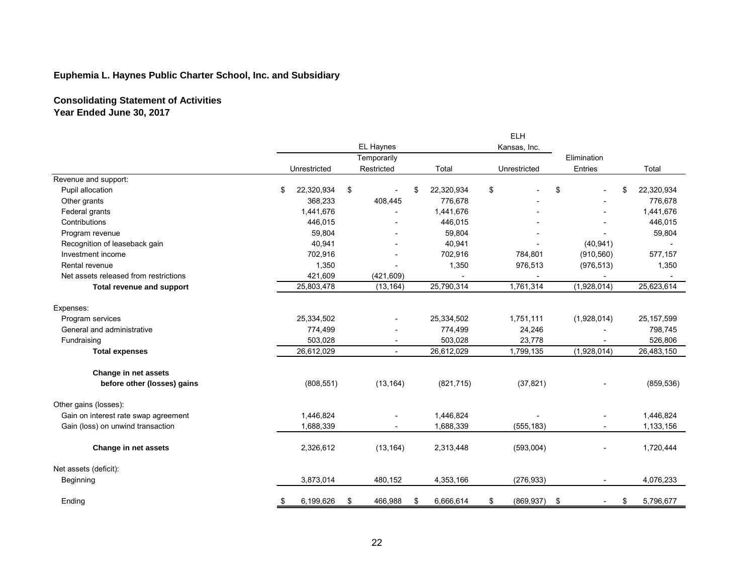**Euphemia L. Haynes Public Charter School, Inc. and Subsidiary**

**Consolidating Statement of Activities**
**Year Ended June 30, 2017**

| | EL Haynes | | | ELH Kansas, Inc. | | |
|---|---|---|---|---|---|---|
| | Unrestricted | Temporarily Restricted | Total | Unrestricted | Elimination Entries | Total |
| Revenue and support: | | | | | | |
| Pupil allocation | $ 22,320,934 | $ - | $ 22,320,934 | $ - | $ - | $ 22,320,934 |
| Other grants | 368,233 | 408,445 | 776,678 | - | - | 776,678 |
| Federal grants | 1,441,676 | - | 1,441,676 | - | - | 1,441,676 |
| Contributions | 446,015 | - | 446,015 | - | - | 446,015 |
| Program revenue | 59,804 | - | 59,804 | - | - | 59,804 |
| Recognition of leaseback gain | 40,941 | - | 40,941 | - | (40,941) | - |
| Investment income | 702,916 | - | 702,916 | 784,801 | (910,560) | 577,157 |
| Rental revenue | 1,350 | - | 1,350 | 976,513 | (976,513) | 1,350 |
| Net assets released from restrictions | 421,609 | (421,609) | - | - | - | - |
| **Total revenue and support** | 25,803,478 | (13,164) | 25,790,314 | 1,761,314 | (1,928,014) | 25,623,614 |
| Expenses: | | | | | | |
| Program services | 25,334,502 | - | 25,334,502 | 1,751,111 | (1,928,014) | 25,157,599 |
| General and administrative | 774,499 | - | 774,499 | 24,246 | - | 798,745 |
| Fundraising | 503,028 | - | 503,028 | 23,778 | - | 526,806 |
| **Total expenses** | 26,612,029 | - | 26,612,029 | 1,799,135 | (1,928,014) | 26,483,150 |
| **Change in net assets before other (losses) gains** | (808,551) | (13,164) | (821,715) | (37,821) | - | (859,536) |
| Other gains (losses): | | | | | | |
| Gain on interest rate swap agreement | 1,446,824 | - | 1,446,824 | - | - | 1,446,824 |
| Gain (loss) on unwind transaction | 1,688,339 | - | 1,688,339 | (555,183) | - | 1,133,156 |
| **Change in net assets** | 2,326,612 | (13,164) | 2,313,448 | (593,004) | - | 1,720,444 |
| Net assets (deficit): | | | | | | |
| Beginning | 3,873,014 | 480,152 | 4,353,166 | (276,933) | - | 4,076,233 |
| Ending | $ 6,199,626 | $ 466,988 | $ 6,666,614 | $ (869,937) | $ - | $ 5,796,677 |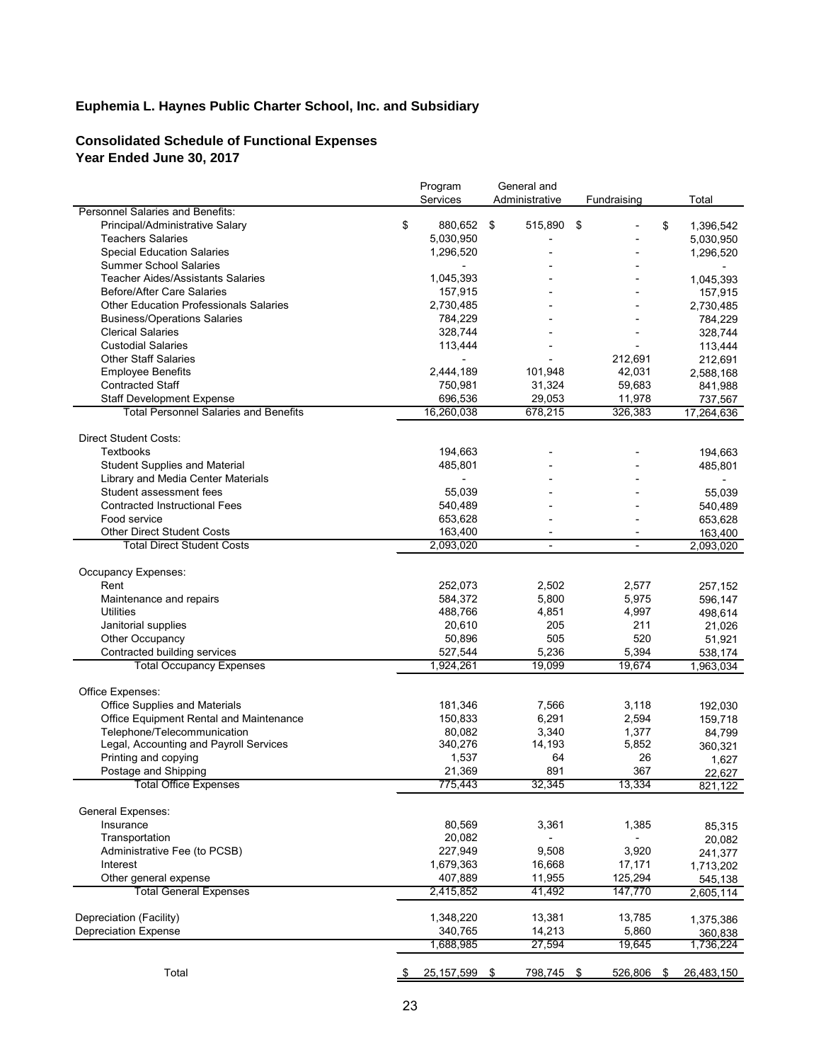## Euphemia L. Haynes Public Charter School, Inc. and Subsidiary

### Consolidated Schedule of Functional Expenses
### Year Ended June 30, 2017

| | Program Services | General and Administrative | Fundraising | Total |
|---|---|---|---|---|
| Personnel Salaries and Benefits: | | | | |
| Principal/Administrative Salary | $ 880,652 | $ 515,890 | $ - | $ 1,396,542 |
| Teachers Salaries | 5,030,950 | - | - | 5,030,950 |
| Special Education Salaries | 1,296,520 | - | - | 1,296,520 |
| Summer School Salaries | - | - | - | - |
| Teacher Aides/Assistants Salaries | 1,045,393 | - | - | 1,045,393 |
| Before/After Care Salaries | 157,915 | - | - | 157,915 |
| Other Education Professionals Salaries | 2,730,485 | - | - | 2,730,485 |
| Business/Operations Salaries | 784,229 | - | - | 784,229 |
| Clerical Salaries | 328,744 | - | - | 328,744 |
| Custodial Salaries | 113,444 | - | - | 113,444 |
| Other Staff Salaries | - | - | 212,691 | 212,691 |
| Employee Benefits | 2,444,189 | 101,948 | 42,031 | 2,588,168 |
| Contracted Staff | 750,981 | 31,324 | 59,683 | 841,988 |
| Staff Development Expense | 696,536 | 29,053 | 11,978 | 737,567 |
| Total Personnel Salaries and Benefits | 16,260,038 | 678,215 | 326,383 | 17,264,636 |
| Direct Student Costs: | | | | |
| Textbooks | 194,663 | - | - | 194,663 |
| Student Supplies and Material | 485,801 | - | - | 485,801 |
| Library and Media Center Materials | - | - | - | - |
| Student assessment fees | 55,039 | - | - | 55,039 |
| Contracted Instructional Fees | 540,489 | - | - | 540,489 |
| Food service | 653,628 | - | - | 653,628 |
| Other Direct Student Costs | 163,400 | - | - | 163,400 |
| Total Direct Student Costs | 2,093,020 | - | - | 2,093,020 |
| Occupancy Expenses: | | | | |
| Rent | 252,073 | 2,502 | 2,577 | 257,152 |
| Maintenance and repairs | 584,372 | 5,800 | 5,975 | 596,147 |
| Utilities | 488,766 | 4,851 | 4,997 | 498,614 |
| Janitorial supplies | 20,610 | 205 | 211 | 21,026 |
| Other Occupancy | 50,896 | 505 | 520 | 51,921 |
| Contracted building services | 527,544 | 5,236 | 5,394 | 538,174 |
| Total Occupancy Expenses | 1,924,261 | 19,099 | 19,674 | 1,963,034 |
| Office Expenses: | | | | |
| Office Supplies and Materials | 181,346 | 7,566 | 3,118 | 192,030 |
| Office Equipment Rental and Maintenance | 150,833 | 6,291 | 2,594 | 159,718 |
| Telephone/Telecommunication | 80,082 | 3,340 | 1,377 | 84,799 |
| Legal, Accounting and Payroll Services | 340,276 | 14,193 | 5,852 | 360,321 |
| Printing and copying | 1,537 | 64 | 26 | 1,627 |
| Postage and Shipping | 21,369 | 891 | 367 | 22,627 |
| Total Office Expenses | 775,443 | 32,345 | 13,334 | 821,122 |
| General Expenses: | | | | |
| Insurance | 80,569 | 3,361 | 1,385 | 85,315 |
| Transportation | 20,082 | - | - | 20,082 |
| Administrative Fee (to PCSB) | 227,949 | 9,508 | 3,920 | 241,377 |
| Interest | 1,679,363 | 16,668 | 17,171 | 1,713,202 |
| Other general expense | 407,889 | 11,955 | 125,294 | 545,138 |
| Total General Expenses | 2,415,852 | 41,492 | 147,770 | 2,605,114 |
| Depreciation (Facility) | 1,348,220 | 13,381 | 13,785 | 1,375,386 |
| Depreciation Expense | 340,765 | 14,213 | 5,860 | 360,838 |
| | 1,688,985 | 27,594 | 19,645 | 1,736,224 |
| Total | $ 25,157,599 | $ 798,745 | $ 526,806 | $ 26,483,150 |